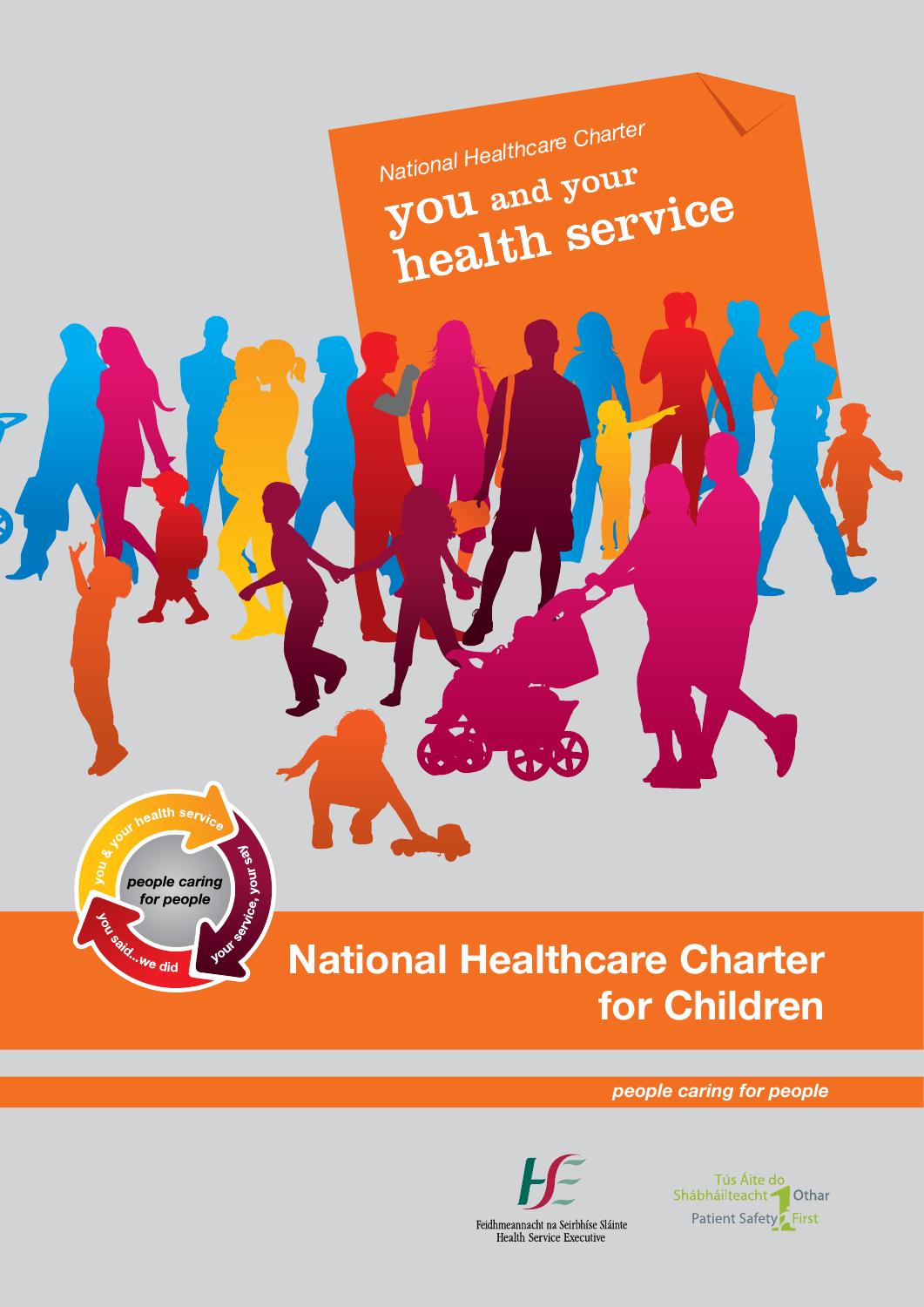National Healthcare Charter

# you and your health service

you & your health service

your service, your say

you said...we did

*people caring for people*

# National Healthcare Charter for Children

***people caring for people***

Feidhmeannacht na Seirbhíse Sláinte
Health Service Executive

Tús Áite do Shábháilteacht Othar
Patient Safety First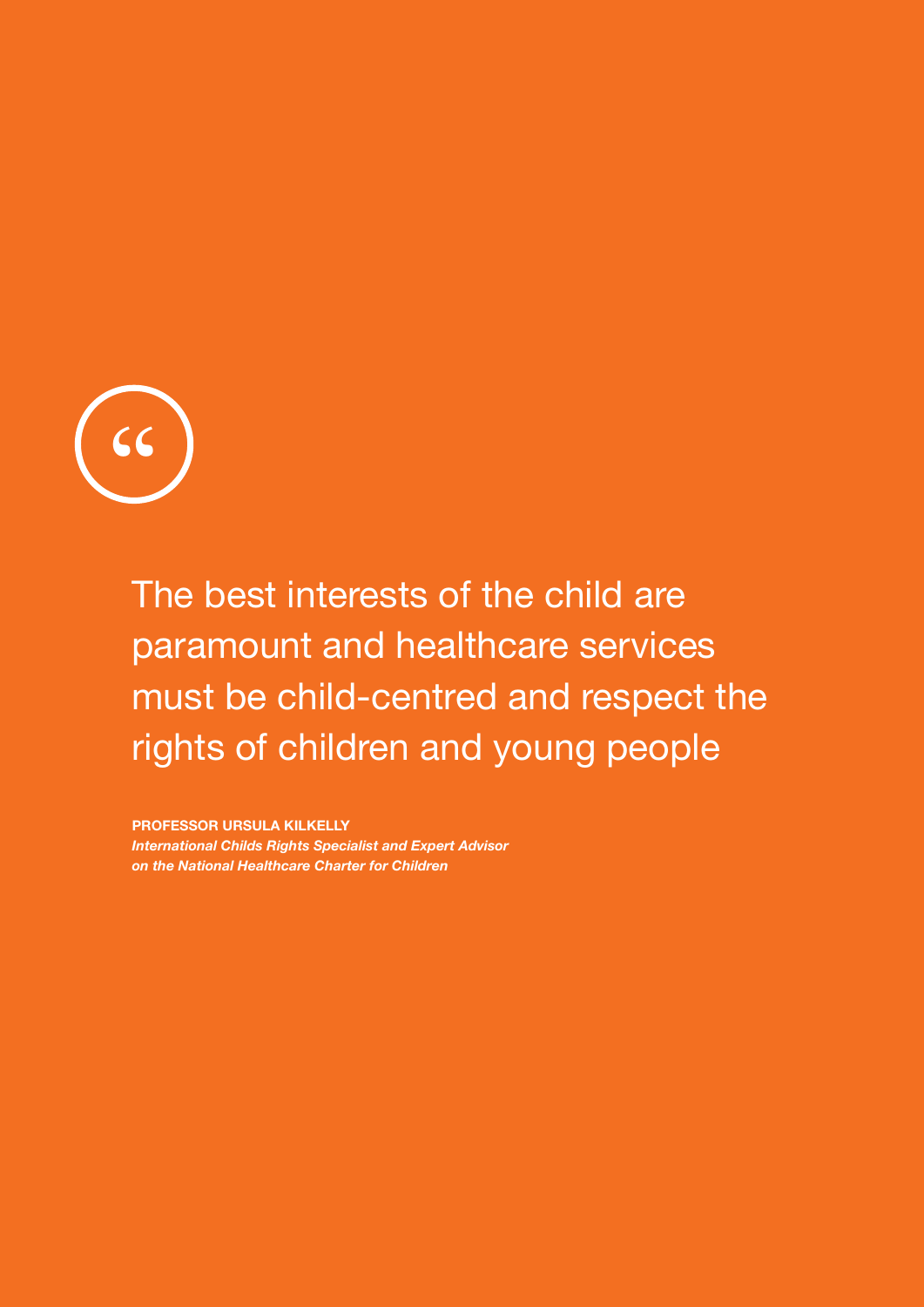> The best interests of the child are paramount and healthcare services must be child-centred and respect the rights of children and young people

**PROFESSOR URSULA KILKELLY**
***International Childs Rights Specialist and Expert Advisor on the National Healthcare Charter for Children***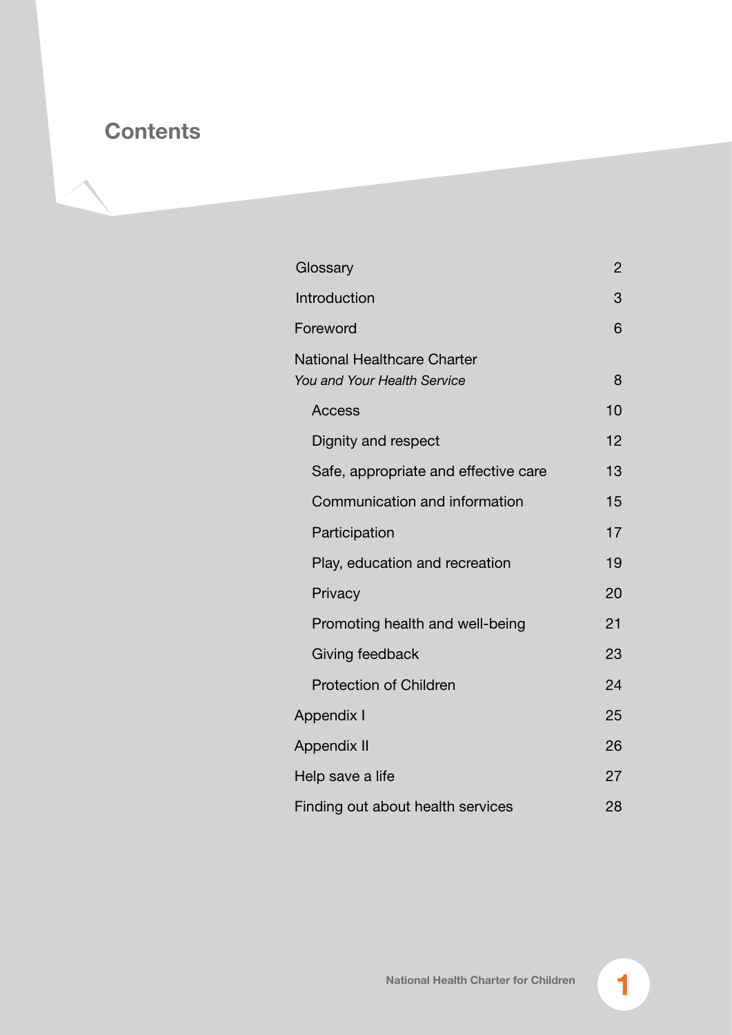# Contents

| | |
|---|---|
| Glossary | 2 |
| Introduction | 3 |
| Foreword | 6 |
| National Healthcare Charter *You and Your Health Service* | 8 |
| Access | 10 |
| Dignity and respect | 12 |
| Safe, appropriate and effective care | 13 |
| Communication and information | 15 |
| Participation | 17 |
| Play, education and recreation | 19 |
| Privacy | 20 |
| Promoting health and well-being | 21 |
| Giving feedback | 23 |
| Protection of Children | 24 |
| Appendix I | 25 |
| Appendix II | 26 |
| Help save a life | 27 |
| Finding out about health services | 28 |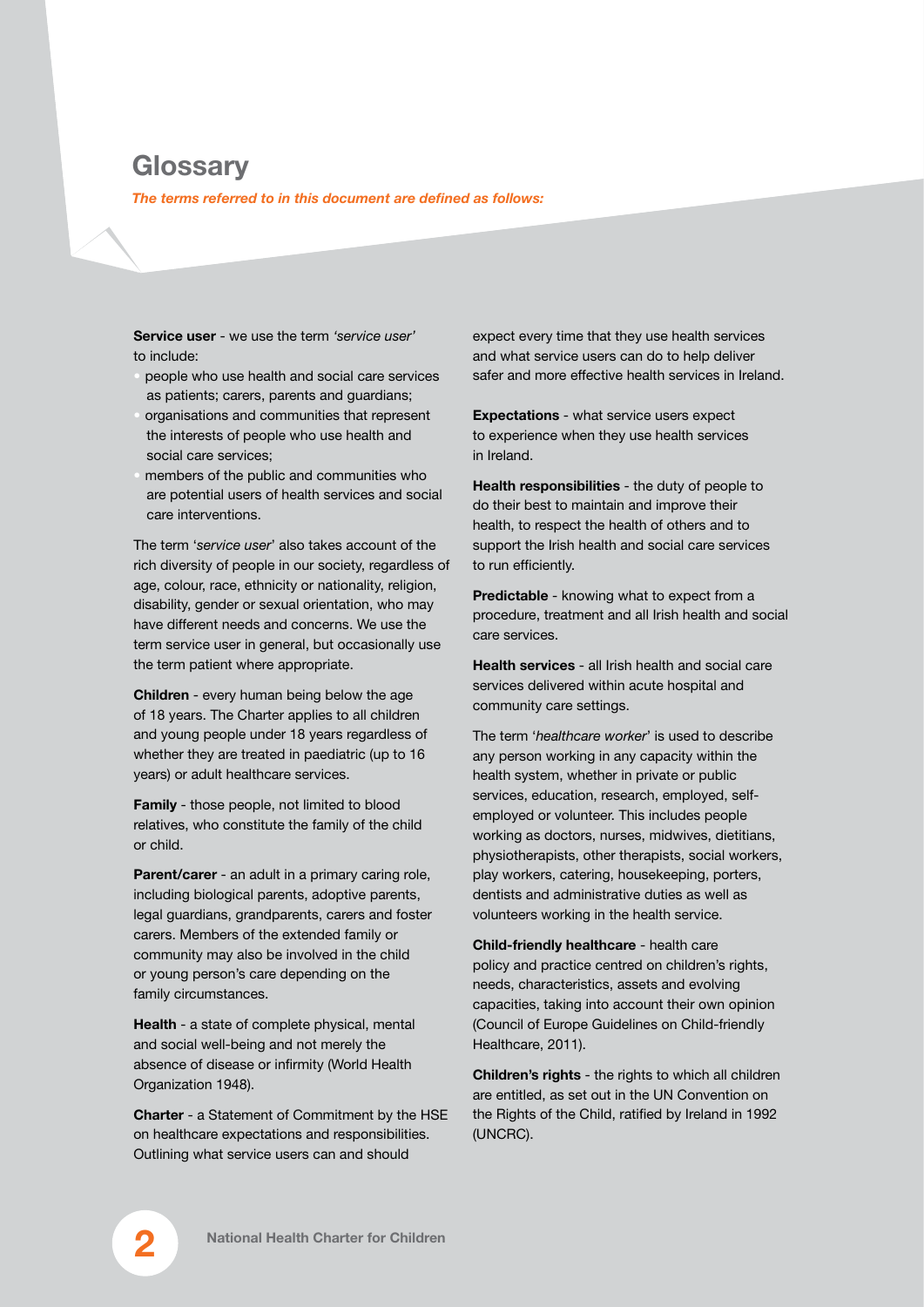# Glossary

***The terms referred to in this document are defined as follows:***

**Service user** - we use the term *'service user'* to include:

- people who use health and social care services as patients; carers, parents and guardians;
- organisations and communities that represent the interests of people who use health and social care services;
- members of the public and communities who are potential users of health services and social care interventions.

The term '*service user*' also takes account of the rich diversity of people in our society, regardless of age, colour, race, ethnicity or nationality, religion, disability, gender or sexual orientation, who may have different needs and concerns. We use the term service user in general, but occasionally use the term patient where appropriate.

**Children** - every human being below the age of 18 years. The Charter applies to all children and young people under 18 years regardless of whether they are treated in paediatric (up to 16 years) or adult healthcare services.

**Family** - those people, not limited to blood relatives, who constitute the family of the child or child.

**Parent/carer** - an adult in a primary caring role, including biological parents, adoptive parents, legal guardians, grandparents, carers and foster carers. Members of the extended family or community may also be involved in the child or young person's care depending on the family circumstances.

**Health** - a state of complete physical, mental and social well-being and not merely the absence of disease or infirmity (World Health Organization 1948).

**Charter** - a Statement of Commitment by the HSE on healthcare expectations and responsibilities. Outlining what service users can and should expect every time that they use health services and what service users can do to help deliver safer and more effective health services in Ireland.

**Expectations** - what service users expect to experience when they use health services in Ireland.

**Health responsibilities** - the duty of people to do their best to maintain and improve their health, to respect the health of others and to support the Irish health and social care services to run efficiently.

**Predictable** - knowing what to expect from a procedure, treatment and all Irish health and social care services.

**Health services** - all Irish health and social care services delivered within acute hospital and community care settings.

The term '*healthcare worker*' is used to describe any person working in any capacity within the health system, whether in private or public services, education, research, employed, self-employed or volunteer. This includes people working as doctors, nurses, midwives, dietitians, physiotherapists, other therapists, social workers, play workers, catering, housekeeping, porters, dentists and administrative duties as well as volunteers working in the health service.

**Child-friendly healthcare** - health care policy and practice centred on children's rights, needs, characteristics, assets and evolving capacities, taking into account their own opinion (Council of Europe Guidelines on Child-friendly Healthcare, 2011).

**Children's rights** - the rights to which all children are entitled, as set out in the UN Convention on the Rights of the Child, ratified by Ireland in 1992 (UNCRC).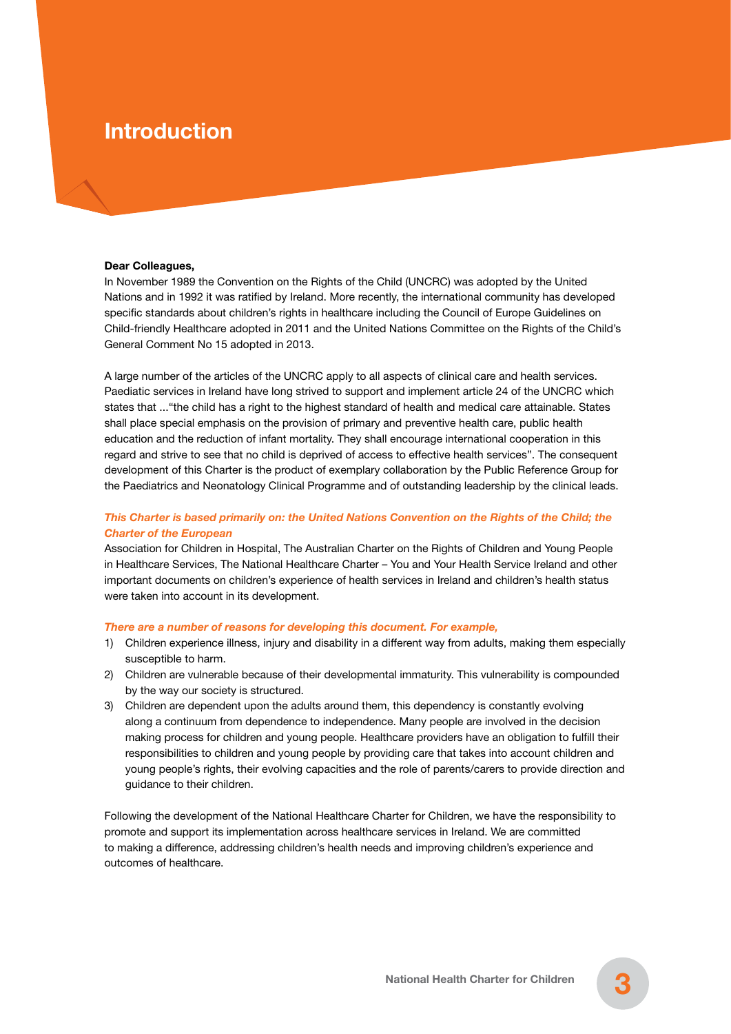# Introduction

**Dear Colleagues,**

In November 1989 the Convention on the Rights of the Child (UNCRC) was adopted by the United Nations and in 1992 it was ratified by Ireland. More recently, the international community has developed specific standards about children's rights in healthcare including the Council of Europe Guidelines on Child-friendly Healthcare adopted in 2011 and the United Nations Committee on the Rights of the Child's General Comment No 15 adopted in 2013.

A large number of the articles of the UNCRC apply to all aspects of clinical care and health services. Paediatric services in Ireland have long strived to support and implement article 24 of the UNCRC which states that ..."the child has a right to the highest standard of health and medical care attainable. States shall place special emphasis on the provision of primary and preventive health care, public health education and the reduction of infant mortality. They shall encourage international cooperation in this regard and strive to see that no child is deprived of access to effective health services". The consequent development of this Charter is the product of exemplary collaboration by the Public Reference Group for the Paediatrics and Neonatology Clinical Programme and of outstanding leadership by the clinical leads.

***This Charter is based primarily on: the United Nations Convention on the Rights of the Child; the Charter of the European***

Association for Children in Hospital, The Australian Charter on the Rights of Children and Young People in Healthcare Services, The National Healthcare Charter – You and Your Health Service Ireland and other important documents on children's experience of health services in Ireland and children's health status were taken into account in its development.

***There are a number of reasons for developing this document. For example,***

1) Children experience illness, injury and disability in a different way from adults, making them especially susceptible to harm.
2) Children are vulnerable because of their developmental immaturity. This vulnerability is compounded by the way our society is structured.
3) Children are dependent upon the adults around them, this dependency is constantly evolving along a continuum from dependence to independence. Many people are involved in the decision making process for children and young people. Healthcare providers have an obligation to fulfill their responsibilities to children and young people by providing care that takes into account children and young people's rights, their evolving capacities and the role of parents/carers to provide direction and guidance to their children.

Following the development of the National Healthcare Charter for Children, we have the responsibility to promote and support its implementation across healthcare services in Ireland. We are committed to making a difference, addressing children's health needs and improving children's experience and outcomes of healthcare.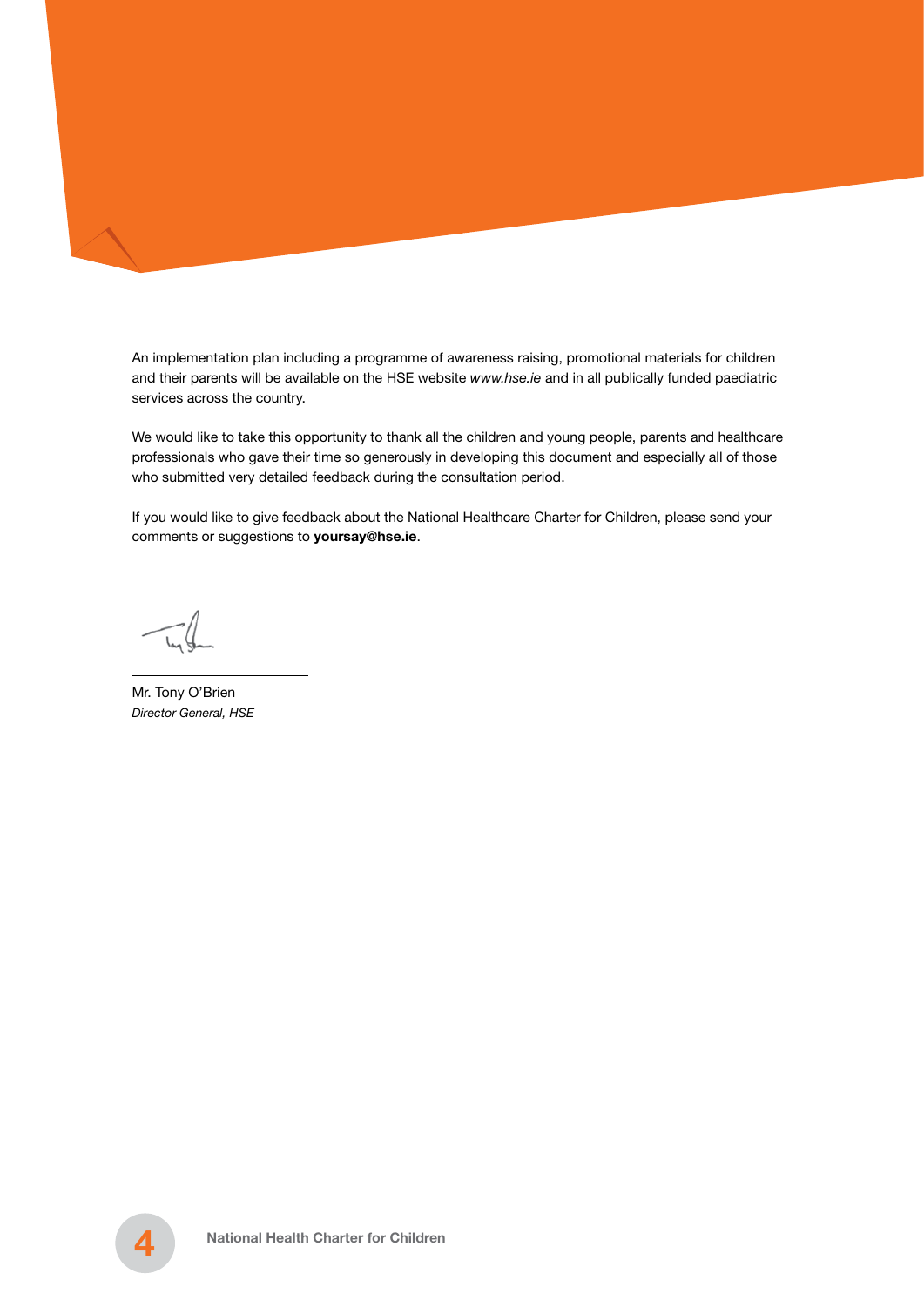An implementation plan including a programme of awareness raising, promotional materials for children and their parents will be available on the HSE website *www.hse.ie* and in all publically funded paediatric services across the country.

We would like to take this opportunity to thank all the children and young people, parents and healthcare professionals who gave their time so generously in developing this document and especially all of those who submitted very detailed feedback during the consultation period.

If you would like to give feedback about the National Healthcare Charter for Children, please send your comments or suggestions to **yoursay@hse.ie**.

Mr. Tony O'Brien
*Director General, HSE*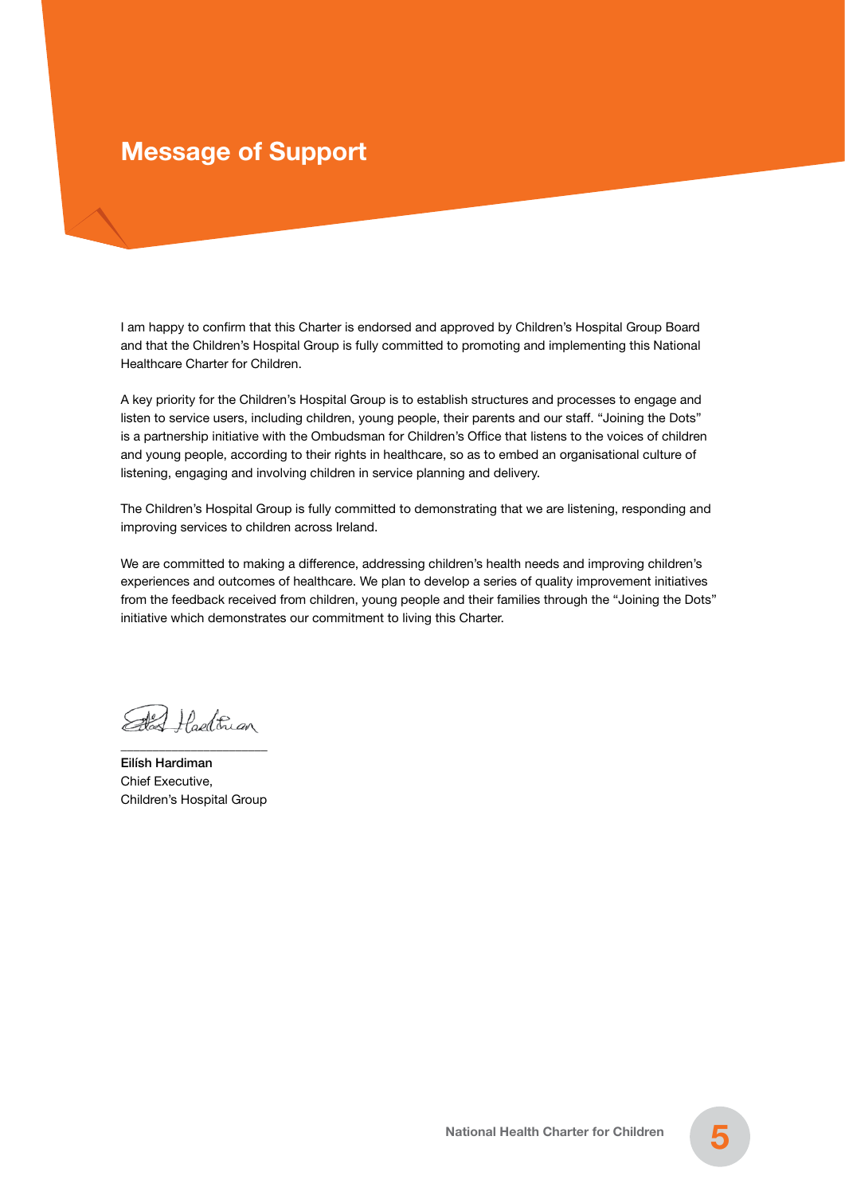# Message of Support

I am happy to confirm that this Charter is endorsed and approved by Children's Hospital Group Board and that the Children's Hospital Group is fully committed to promoting and implementing this National Healthcare Charter for Children.

A key priority for the Children's Hospital Group is to establish structures and processes to engage and listen to service users, including children, young people, their parents and our staff. "Joining the Dots" is a partnership initiative with the Ombudsman for Children's Office that listens to the voices of children and young people, according to their rights in healthcare, so as to embed an organisational culture of listening, engaging and involving children in service planning and delivery.

The Children's Hospital Group is fully committed to demonstrating that we are listening, responding and improving services to children across Ireland.

We are committed to making a difference, addressing children's health needs and improving children's experiences and outcomes of healthcare. We plan to develop a series of quality improvement initiatives from the feedback received from children, young people and their families through the "Joining the Dots" initiative which demonstrates our commitment to living this Charter.

**Eilísh Hardiman**
Chief Executive,
Children's Hospital Group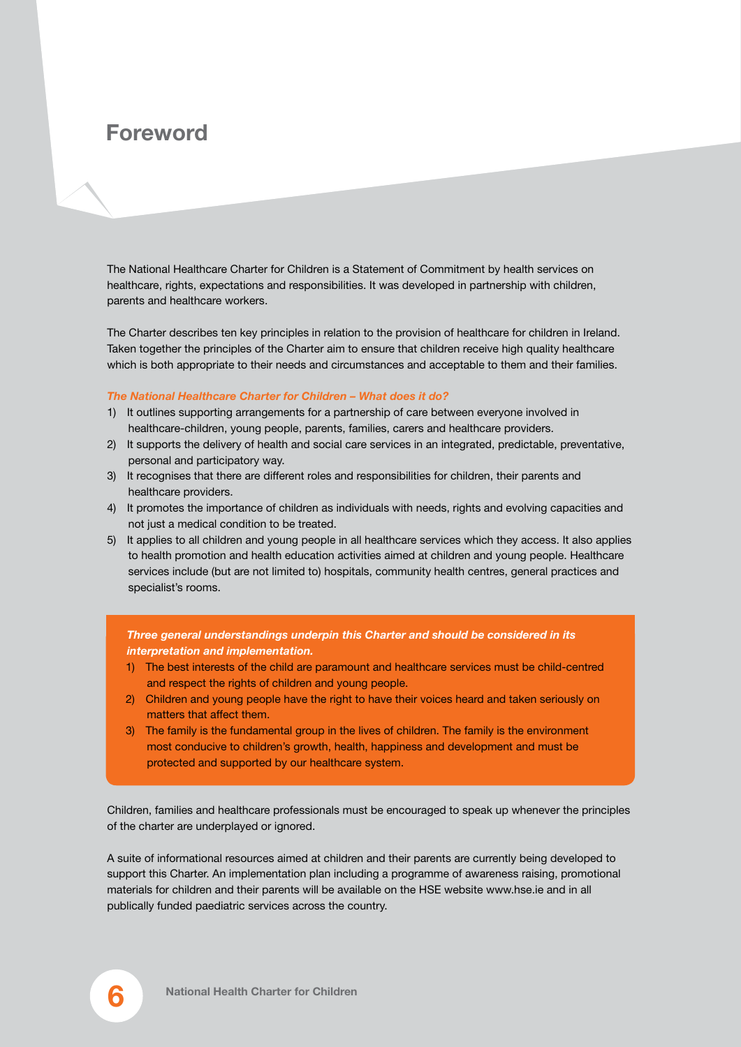# Foreword

The National Healthcare Charter for Children is a Statement of Commitment by health services on healthcare, rights, expectations and responsibilities. It was developed in partnership with children, parents and healthcare workers.

The Charter describes ten key principles in relation to the provision of healthcare for children in Ireland. Taken together the principles of the Charter aim to ensure that children receive high quality healthcare which is both appropriate to their needs and circumstances and acceptable to them and their families.

***The National Healthcare Charter for Children – What does it do?***

1) It outlines supporting arrangements for a partnership of care between everyone involved in healthcare-children, young people, parents, families, carers and healthcare providers.
2) It supports the delivery of health and social care services in an integrated, predictable, preventative, personal and participatory way.
3) It recognises that there are different roles and responsibilities for children, their parents and healthcare providers.
4) It promotes the importance of children as individuals with needs, rights and evolving capacities and not just a medical condition to be treated.
5) It applies to all children and young people in all healthcare services which they access. It also applies to health promotion and health education activities aimed at children and young people. Healthcare services include (but are not limited to) hospitals, community health centres, general practices and specialist's rooms.

***Three general understandings underpin this Charter and should be considered in its interpretation and implementation.***

1) The best interests of the child are paramount and healthcare services must be child-centred and respect the rights of children and young people.
2) Children and young people have the right to have their voices heard and taken seriously on matters that affect them.
3) The family is the fundamental group in the lives of children. The family is the environment most conducive to children's growth, health, happiness and development and must be protected and supported by our healthcare system.

Children, families and healthcare professionals must be encouraged to speak up whenever the principles of the charter are underplayed or ignored.

A suite of informational resources aimed at children and their parents are currently being developed to support this Charter. An implementation plan including a programme of awareness raising, promotional materials for children and their parents will be available on the HSE website www.hse.ie and in all publically funded paediatric services across the country.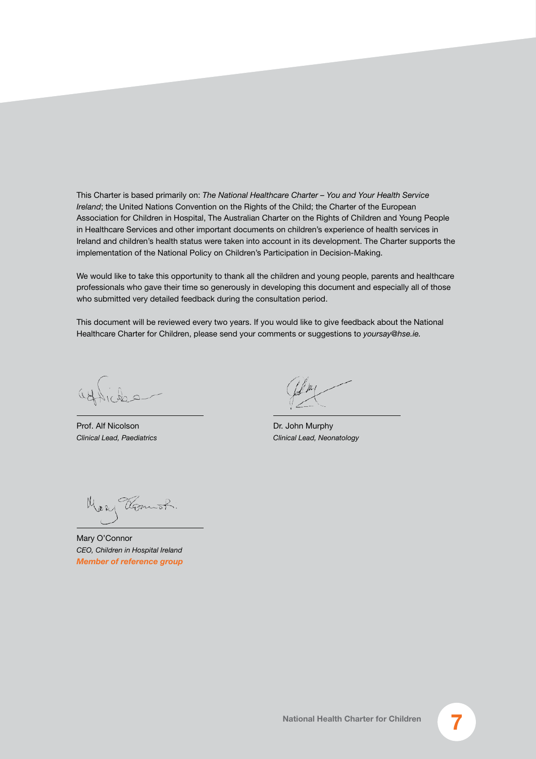This Charter is based primarily on: *The National Healthcare Charter – You and Your Health Service Ireland*; the United Nations Convention on the Rights of the Child; the Charter of the European Association for Children in Hospital, The Australian Charter on the Rights of Children and Young People in Healthcare Services and other important documents on children's experience of health services in Ireland and children's health status were taken into account in its development. The Charter supports the implementation of the National Policy on Children's Participation in Decision-Making.

We would like to take this opportunity to thank all the children and young people, parents and healthcare professionals who gave their time so generously in developing this document and especially all of those who submitted very detailed feedback during the consultation period.

This document will be reviewed every two years. If you would like to give feedback about the National Healthcare Charter for Children, please send your comments or suggestions to *yoursay@hse.ie.*

Prof. Alf Nicolson
*Clinical Lead, Paediatrics*

Dr. John Murphy
*Clinical Lead, Neonatology*

Mary O'Connor
*CEO, Children in Hospital Ireland*
***Member of reference group***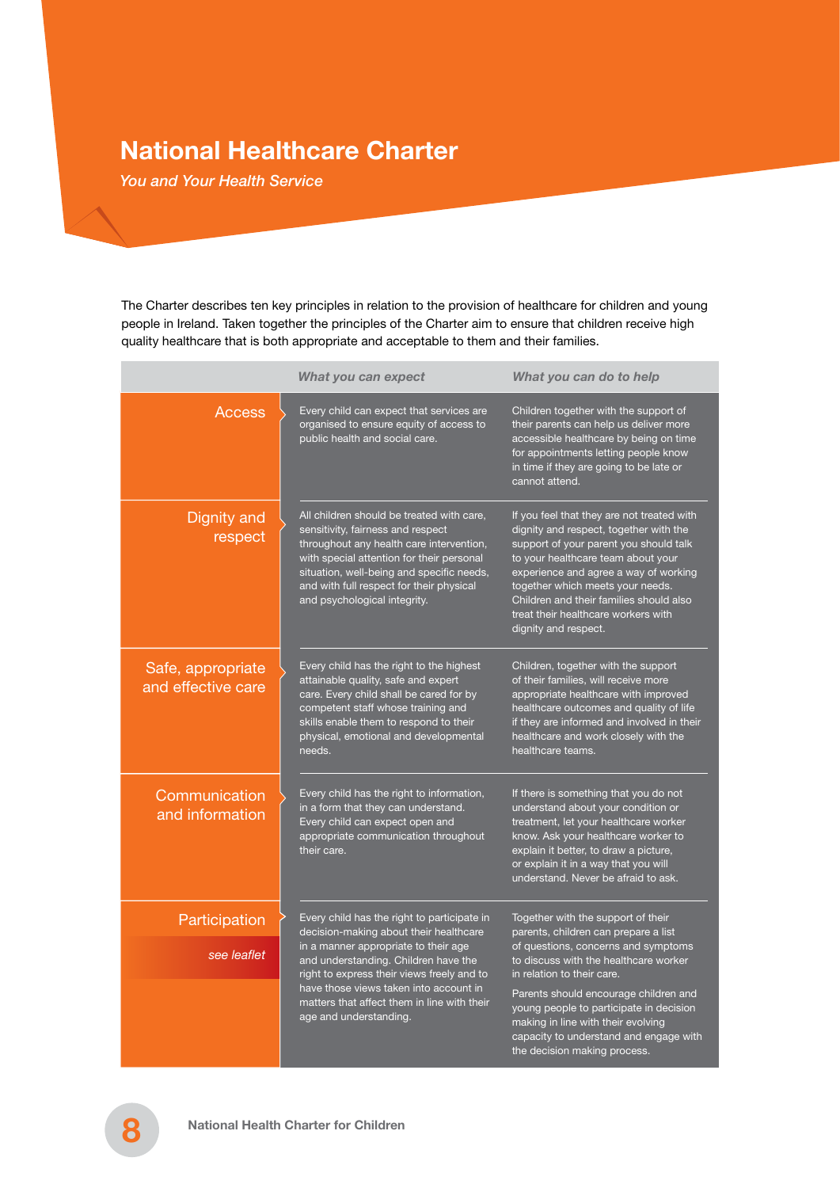# National Healthcare Charter

*You and Your Health Service*

The Charter describes ten key principles in relation to the provision of healthcare for children and young people in Ireland. Taken together the principles of the Charter aim to ensure that children receive high quality healthcare that is both appropriate and acceptable to them and their families.

| | *What you can expect* | *What you can do to help* |
|---|---|---|
| Access | Every child can expect that services are organised to ensure equity of access to public health and social care. | Children together with the support of their parents can help us deliver more accessible healthcare by being on time for appointments letting people know in time if they are going to be late or cannot attend. |
| Dignity and respect | All children should be treated with care, sensitivity, fairness and respect throughout any health care intervention, with special attention for their personal situation, well-being and specific needs, and with full respect for their physical and psychological integrity. | If you feel that they are not treated with dignity and respect, together with the support of your parent you should talk to your healthcare team about your experience and agree a way of working together which meets your needs. Children and their families should also treat their healthcare workers with dignity and respect. |
| Safe, appropriate and effective care | Every child has the right to the highest attainable quality, safe and expert care. Every child shall be cared for by competent staff whose training and skills enable them to respond to their physical, emotional and developmental needs. | Children, together with the support of their families, will receive more appropriate healthcare with improved healthcare outcomes and quality of life if they are informed and involved in their healthcare and work closely with the healthcare teams. |
| Communication and information | Every child has the right to information, in a form that they can understand. Every child can expect open and appropriate communication throughout their care. | If there is something that you do not understand about your condition or treatment, let your healthcare worker know. Ask your healthcare worker to explain it better, to draw a picture, or explain it in a way that you will understand. Never be afraid to ask. |
| Participation *see leaflet* | Every child has the right to participate in decision-making about their healthcare in a manner appropriate to their age and understanding. Children have the right to express their views freely and to have those views taken into account in matters that affect them in line with their age and understanding. | Together with the support of their parents, children can prepare a list of questions, concerns and symptoms to discuss with the healthcare worker in relation to their care. Parents should encourage children and young people to participate in decision making in line with their evolving capacity to understand and engage with the decision making process. |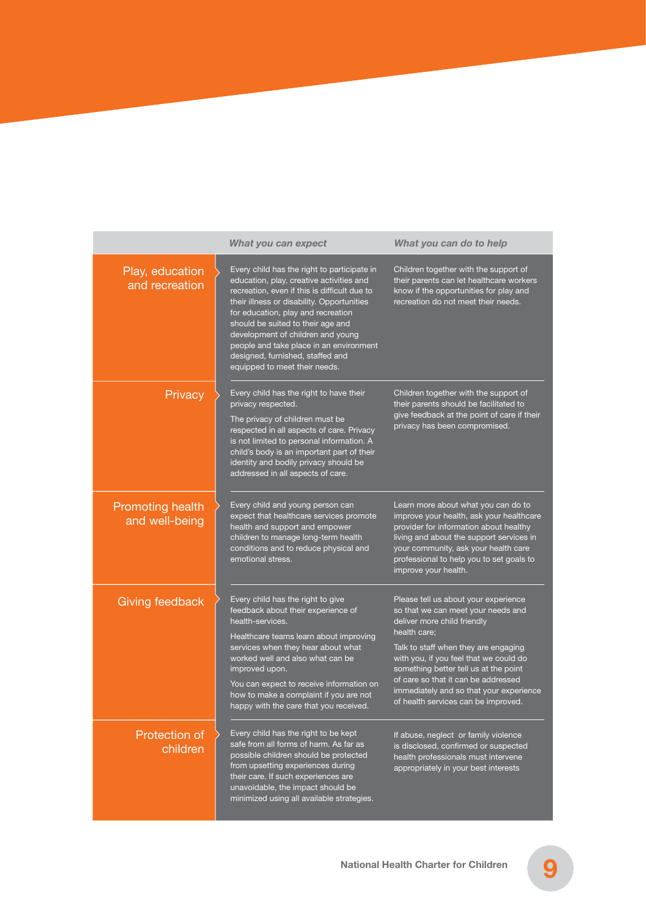| | *What you can expect* | *What you can do to help* |
|---|---|---|
| Play, education and recreation | Every child has the right to participate in education, play, creative activities and recreation, even if this is difficult due to their illness or disability. Opportunities for education, play and recreation should be suited to their age and development of children and young people and take place in an environment designed, furnished, staffed and equipped to meet their needs. | Children together with the support of their parents can let healthcare workers know if the opportunities for play and recreation do not meet their needs. |
| Privacy | Every child has the right to have their privacy respected.<br><br>The privacy of children must be respected in all aspects of care. Privacy is not limited to personal information. A child's body is an important part of their identity and bodily privacy should be addressed in all aspects of care. | Children together with the support of their parents should be facilitated to give feedback at the point of care if their privacy has been compromised. |
| Promoting health and well-being | Every child and young person can expect that healthcare services promote health and support and empower children to manage long-term health conditions and to reduce physical and emotional stress. | Learn more about what you can do to improve your health, ask your healthcare provider for information about healthy living and about the support services in your community, ask your health care professional to help you to set goals to improve your health. |
| Giving feedback | Every child has the right to give feedback about their experience of health-services.<br><br>Healthcare teams learn about improving services when they hear about what worked well and also what can be improved upon.<br><br>You can expect to receive information on how to make a complaint if you are not happy with the care that you received. | Please tell us about your experience so that we can meet your needs and deliver more child friendly health care;<br><br>Talk to staff when they are engaging with you, if you feel that we could do something better tell us at the point of care so that it can be addressed immediately and so that your experience of health services can be improved. |
| Protection of children | Every child has the right to be kept safe from all forms of harm. As far as possible children should be protected from upsetting experiences during their care. If such experiences are unavoidable, the impact should be minimized using all available strategies. | If abuse, neglect or family violence is disclosed, confirmed or suspected health professionals must intervene appropriately in your best interests |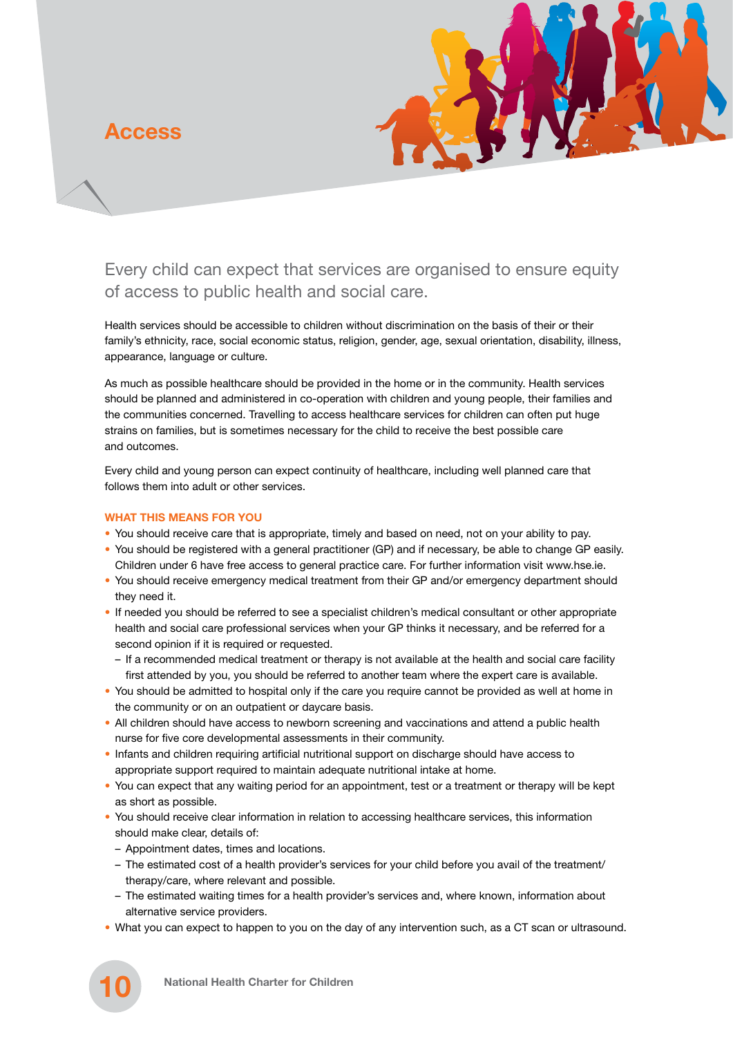# Access

## Every child can expect that services are organised to ensure equity of access to public health and social care.

Health services should be accessible to children without discrimination on the basis of their or their family's ethnicity, race, social economic status, religion, gender, age, sexual orientation, disability, illness, appearance, language or culture.

As much as possible healthcare should be provided in the home or in the community. Health services should be planned and administered in co-operation with children and young people, their families and the communities concerned. Travelling to access healthcare services for children can often put huge strains on families, but is sometimes necessary for the child to receive the best possible care and outcomes.

Every child and young person can expect continuity of healthcare, including well planned care that follows them into adult or other services.

### WHAT THIS MEANS FOR YOU

- You should receive care that is appropriate, timely and based on need, not on your ability to pay.
- You should be registered with a general practitioner (GP) and if necessary, be able to change GP easily. Children under 6 have free access to general practice care. For further information visit www.hse.ie.
- You should receive emergency medical treatment from their GP and/or emergency department should they need it.
- If needed you should be referred to see a specialist children's medical consultant or other appropriate health and social care professional services when your GP thinks it necessary, and be referred for a second opinion if it is required or requested.
  - If a recommended medical treatment or therapy is not available at the health and social care facility first attended by you, you should be referred to another team where the expert care is available.
- You should be admitted to hospital only if the care you require cannot be provided as well at home in the community or on an outpatient or daycare basis.
- All children should have access to newborn screening and vaccinations and attend a public health nurse for five core developmental assessments in their community.
- Infants and children requiring artificial nutritional support on discharge should have access to appropriate support required to maintain adequate nutritional intake at home.
- You can expect that any waiting period for an appointment, test or a treatment or therapy will be kept as short as possible.
- You should receive clear information in relation to accessing healthcare services, this information should make clear, details of:
  - Appointment dates, times and locations.
  - The estimated cost of a health provider's services for your child before you avail of the treatment/therapy/care, where relevant and possible.
  - The estimated waiting times for a health provider's services and, where known, information about alternative service providers.
- What you can expect to happen to you on the day of any intervention such, as a CT scan or ultrasound.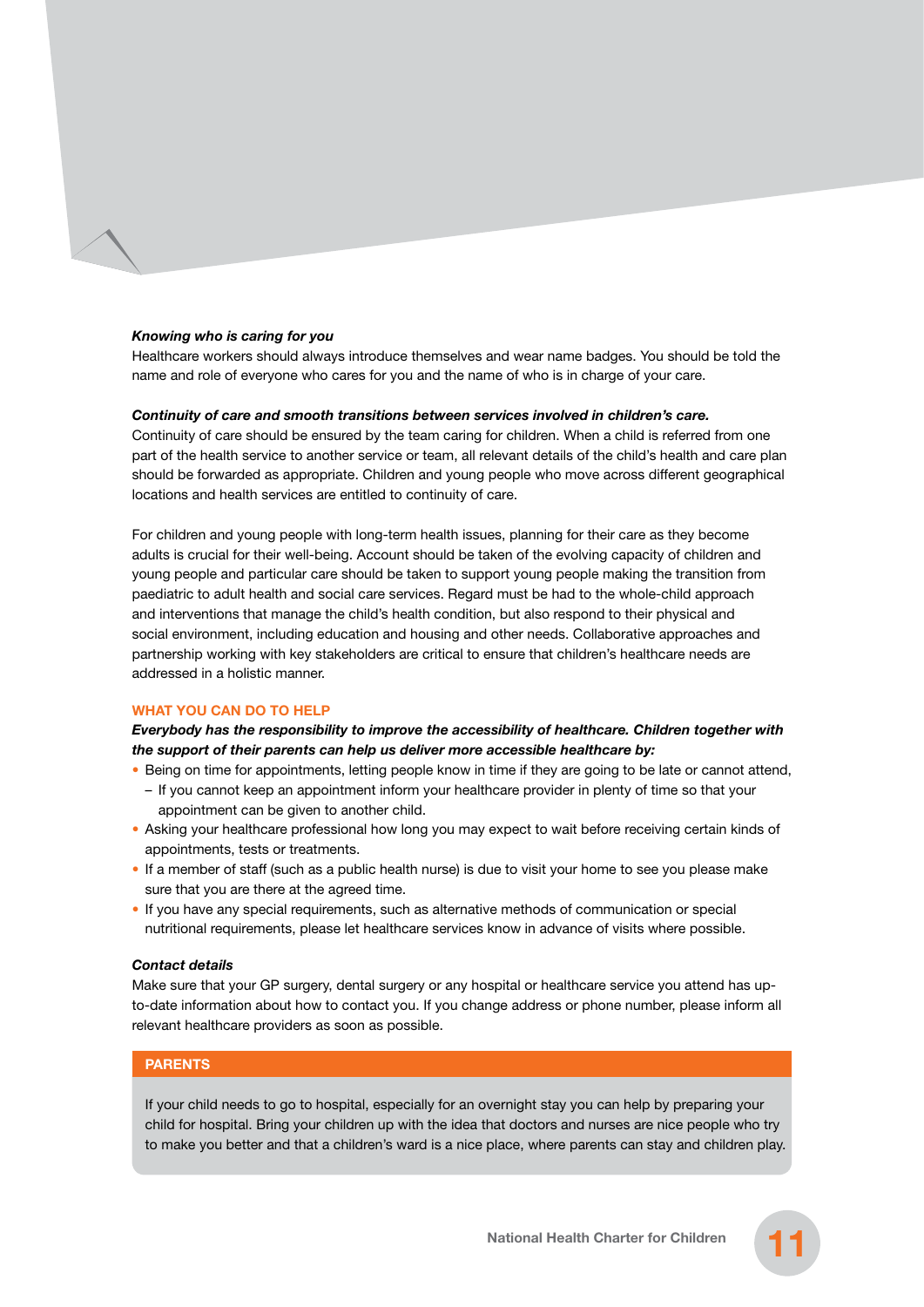***Knowing who is caring for you***

Healthcare workers should always introduce themselves and wear name badges. You should be told the name and role of everyone who cares for you and the name of who is in charge of your care.

***Continuity of care and smooth transitions between services involved in children's care.***

Continuity of care should be ensured by the team caring for children. When a child is referred from one part of the health service to another service or team, all relevant details of the child's health and care plan should be forwarded as appropriate. Children and young people who move across different geographical locations and health services are entitled to continuity of care.

For children and young people with long-term health issues, planning for their care as they become adults is crucial for their well-being. Account should be taken of the evolving capacity of children and young people and particular care should be taken to support young people making the transition from paediatric to adult health and social care services. Regard must be had to the whole-child approach and interventions that manage the child's health condition, but also respond to their physical and social environment, including education and housing and other needs. Collaborative approaches and partnership working with key stakeholders are critical to ensure that children's healthcare needs are addressed in a holistic manner.

## WHAT YOU CAN DO TO HELP

***Everybody has the responsibility to improve the accessibility of healthcare. Children together with the support of their parents can help us deliver more accessible healthcare by:***

- Being on time for appointments, letting people know in time if they are going to be late or cannot attend,
  - If you cannot keep an appointment inform your healthcare provider in plenty of time so that your appointment can be given to another child.
- Asking your healthcare professional how long you may expect to wait before receiving certain kinds of appointments, tests or treatments.
- If a member of staff (such as a public health nurse) is due to visit your home to see you please make sure that you are there at the agreed time.
- If you have any special requirements, such as alternative methods of communication or special nutritional requirements, please let healthcare services know in advance of visits where possible.

***Contact details***

Make sure that your GP surgery, dental surgery or any hospital or healthcare service you attend has up-to-date information about how to contact you. If you change address or phone number, please inform all relevant healthcare providers as soon as possible.

**PARENTS**

If your child needs to go to hospital, especially for an overnight stay you can help by preparing your child for hospital. Bring your children up with the idea that doctors and nurses are nice people who try to make you better and that a children's ward is a nice place, where parents can stay and children play.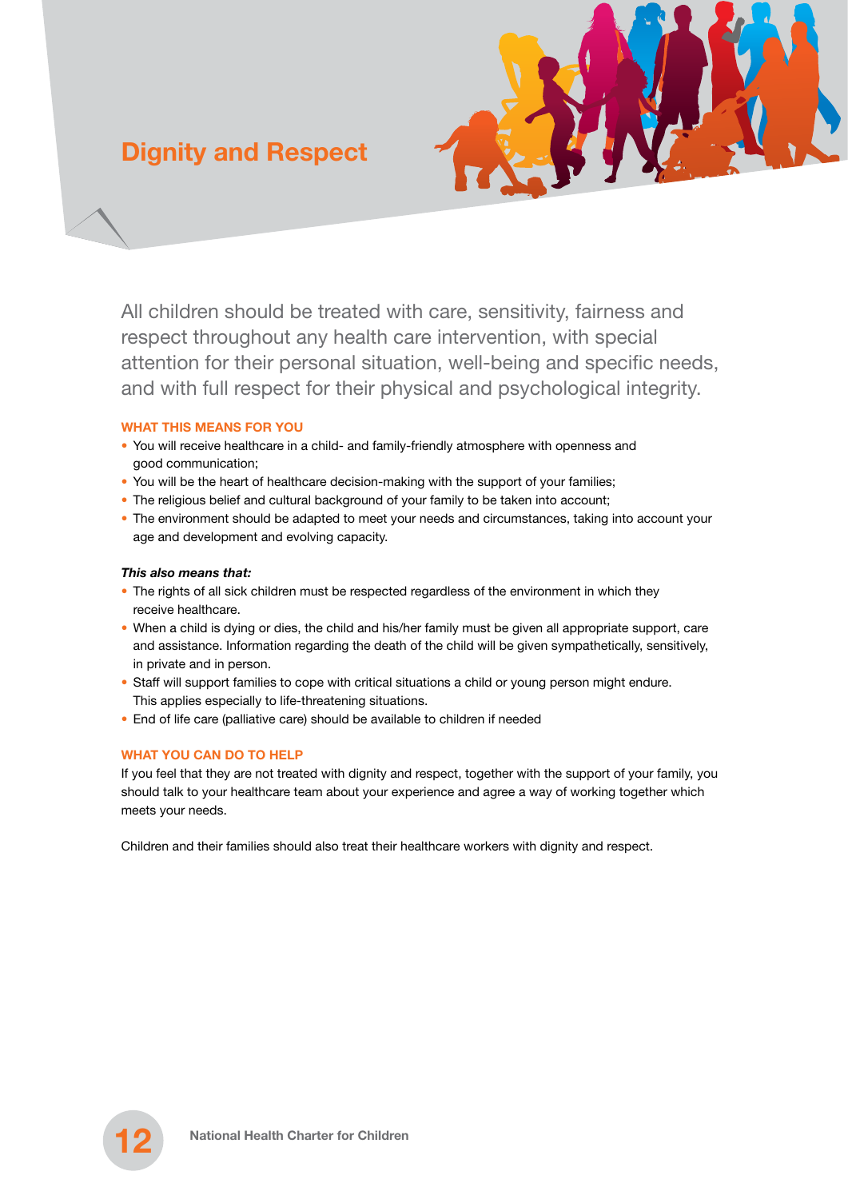# Dignity and Respect

All children should be treated with care, sensitivity, fairness and respect throughout any health care intervention, with special attention for their personal situation, well-being and specific needs, and with full respect for their physical and psychological integrity.

### WHAT THIS MEANS FOR YOU

- You will receive healthcare in a child- and family-friendly atmosphere with openness and good communication;
- You will be the heart of healthcare decision-making with the support of your families;
- The religious belief and cultural background of your family to be taken into account;
- The environment should be adapted to meet your needs and circumstances, taking into account your age and development and evolving capacity.

***This also means that:***

- The rights of all sick children must be respected regardless of the environment in which they receive healthcare.
- When a child is dying or dies, the child and his/her family must be given all appropriate support, care and assistance. Information regarding the death of the child will be given sympathetically, sensitively, in private and in person.
- Staff will support families to cope with critical situations a child or young person might endure. This applies especially to life-threatening situations.
- End of life care (palliative care) should be available to children if needed

### WHAT YOU CAN DO TO HELP

If you feel that they are not treated with dignity and respect, together with the support of your family, you should talk to your healthcare team about your experience and agree a way of working together which meets your needs.

Children and their families should also treat their healthcare workers with dignity and respect.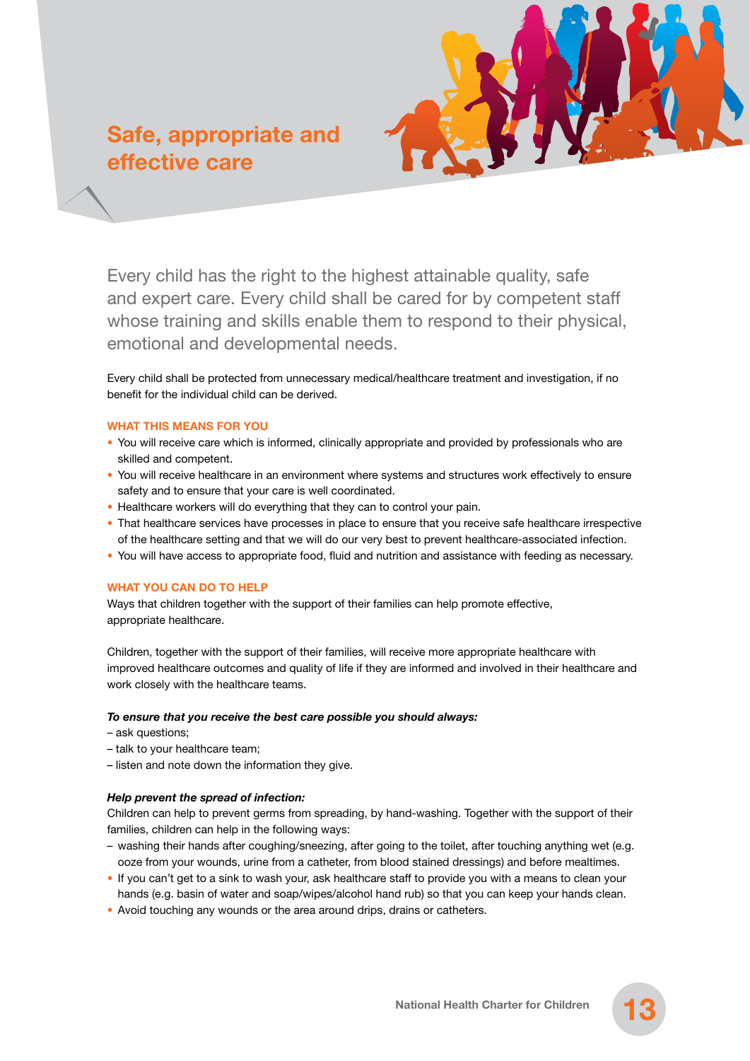# Safe, appropriate and effective care

Every child has the right to the highest attainable quality, safe and expert care. Every child shall be cared for by competent staff whose training and skills enable them to respond to their physical, emotional and developmental needs.

Every child shall be protected from unnecessary medical/healthcare treatment and investigation, if no benefit for the individual child can be derived.

### WHAT THIS MEANS FOR YOU

- You will receive care which is informed, clinically appropriate and provided by professionals who are skilled and competent.
- You will receive healthcare in an environment where systems and structures work effectively to ensure safety and to ensure that your care is well coordinated.
- Healthcare workers will do everything that they can to control your pain.
- That healthcare services have processes in place to ensure that you receive safe healthcare irrespective of the healthcare setting and that we will do our very best to prevent healthcare-associated infection.
- You will have access to appropriate food, fluid and nutrition and assistance with feeding as necessary.

### WHAT YOU CAN DO TO HELP

Ways that children together with the support of their families can help promote effective, appropriate healthcare.

Children, together with the support of their families, will receive more appropriate healthcare with improved healthcare outcomes and quality of life if they are informed and involved in their healthcare and work closely with the healthcare teams.

***To ensure that you receive the best care possible you should always:***

– ask questions;
– talk to your healthcare team;
– listen and note down the information they give.

***Help prevent the spread of infection:***

Children can help to prevent germs from spreading, by hand-washing. Together with the support of their families, children can help in the following ways:

– washing their hands after coughing/sneezing, after going to the toilet, after touching anything wet (e.g. ooze from your wounds, urine from a catheter, from blood stained dressings) and before mealtimes.

- If you can't get to a sink to wash your, ask healthcare staff to provide you with a means to clean your hands (e.g. basin of water and soap/wipes/alcohol hand rub) so that you can keep your hands clean.
- Avoid touching any wounds or the area around drips, drains or catheters.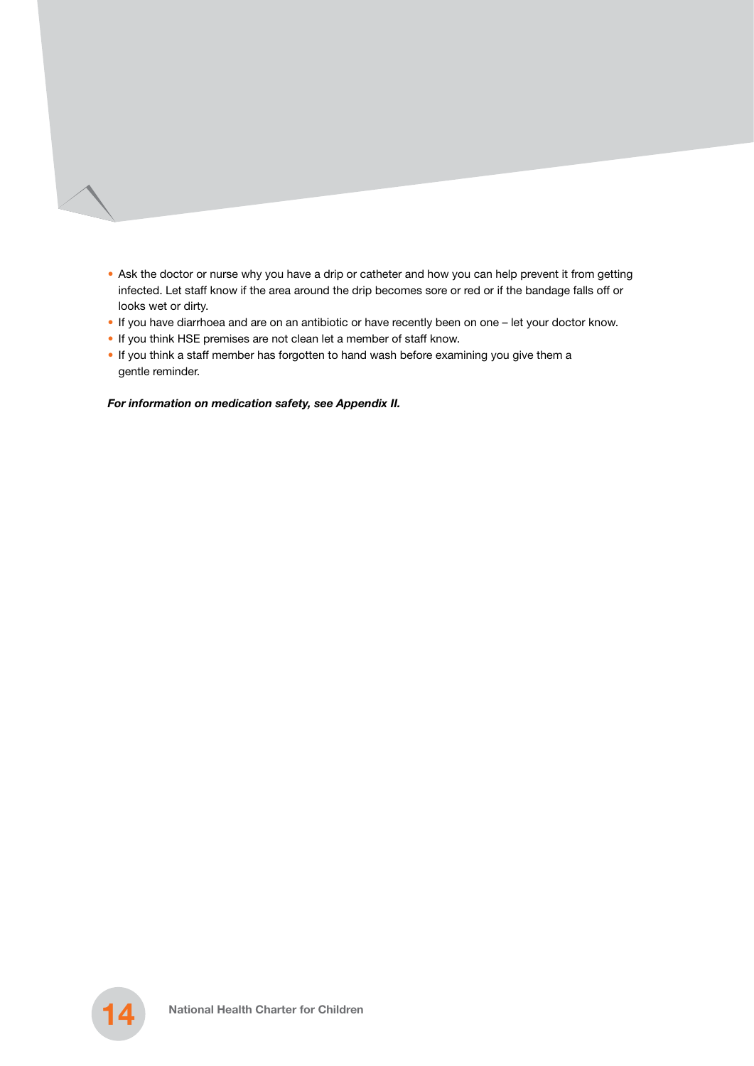- Ask the doctor or nurse why you have a drip or catheter and how you can help prevent it from getting infected. Let staff know if the area around the drip becomes sore or red or if the bandage falls off or looks wet or dirty.
- If you have diarrhoea and are on an antibiotic or have recently been on one – let your doctor know.
- If you think HSE premises are not clean let a member of staff know.
- If you think a staff member has forgotten to hand wash before examining you give them a gentle reminder.

***For information on medication safety, see Appendix II.***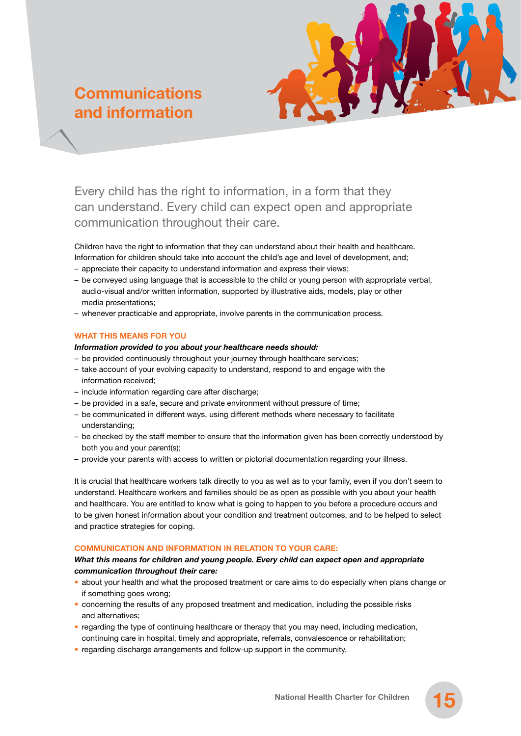# Communications and information

Every child has the right to information, in a form that they can understand. Every child can expect open and appropriate communication throughout their care.

Children have the right to information that they can understand about their health and healthcare. Information for children should take into account the child's age and level of development, and;

- appreciate their capacity to understand information and express their views;
- be conveyed using language that is accessible to the child or young person with appropriate verbal, audio-visual and/or written information, supported by illustrative aids, models, play or other media presentations;
- whenever practicable and appropriate, involve parents in the communication process.

## WHAT THIS MEANS FOR YOU

***Information provided to you about your healthcare needs should:***

- be provided continuously throughout your journey through healthcare services;
- take account of your evolving capacity to understand, respond to and engage with the information received;
- include information regarding care after discharge;
- be provided in a safe, secure and private environment without pressure of time;
- be communicated in different ways, using different methods where necessary to facilitate understanding;
- be checked by the staff member to ensure that the information given has been correctly understood by both you and your parent(s);
- provide your parents with access to written or pictorial documentation regarding your illness.

It is crucial that healthcare workers talk directly to you as well as to your family, even if you don't seem to understand. Healthcare workers and families should be as open as possible with you about your health and healthcare. You are entitled to know what is going to happen to you before a procedure occurs and to be given honest information about your condition and treatment outcomes, and to be helped to select and practice strategies for coping.

## COMMUNICATION AND INFORMATION IN RELATION TO YOUR CARE:

***What this means for children and young people. Every child can expect open and appropriate communication throughout their care:***

- about your health and what the proposed treatment or care aims to do especially when plans change or if something goes wrong;
- concerning the results of any proposed treatment and medication, including the possible risks and alternatives;
- regarding the type of continuing healthcare or therapy that you may need, including medication, continuing care in hospital, timely and appropriate, referrals, convalescence or rehabilitation;
- regarding discharge arrangements and follow-up support in the community.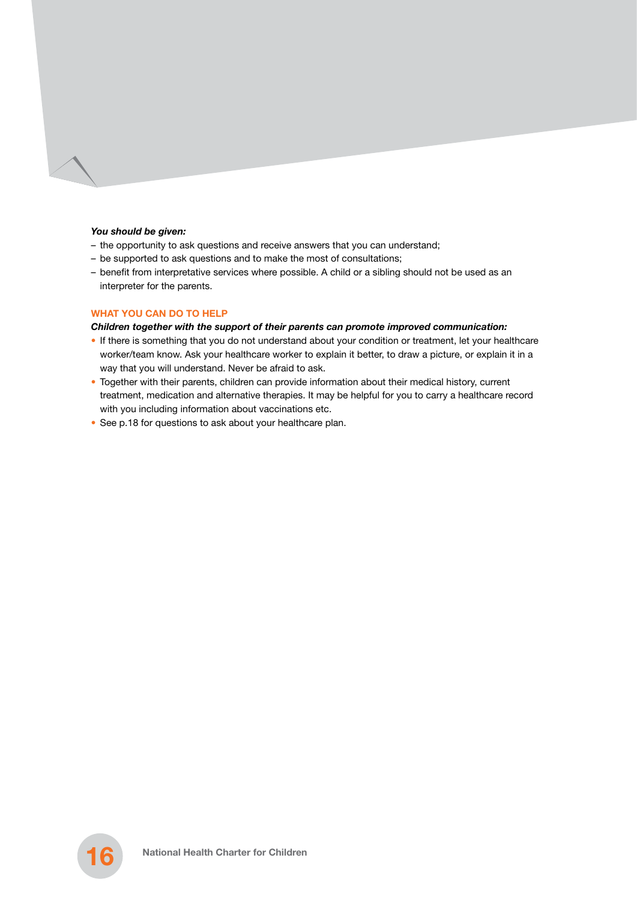***You should be given:***

- the opportunity to ask questions and receive answers that you can understand;
- be supported to ask questions and to make the most of consultations;
- benefit from interpretative services where possible. A child or a sibling should not be used as an interpreter for the parents.

### WHAT YOU CAN DO TO HELP

***Children together with the support of their parents can promote improved communication:***

- If there is something that you do not understand about your condition or treatment, let your healthcare worker/team know. Ask your healthcare worker to explain it better, to draw a picture, or explain it in a way that you will understand. Never be afraid to ask.
- Together with their parents, children can provide information about their medical history, current treatment, medication and alternative therapies. It may be helpful for you to carry a healthcare record with you including information about vaccinations etc.
- See p.18 for questions to ask about your healthcare plan.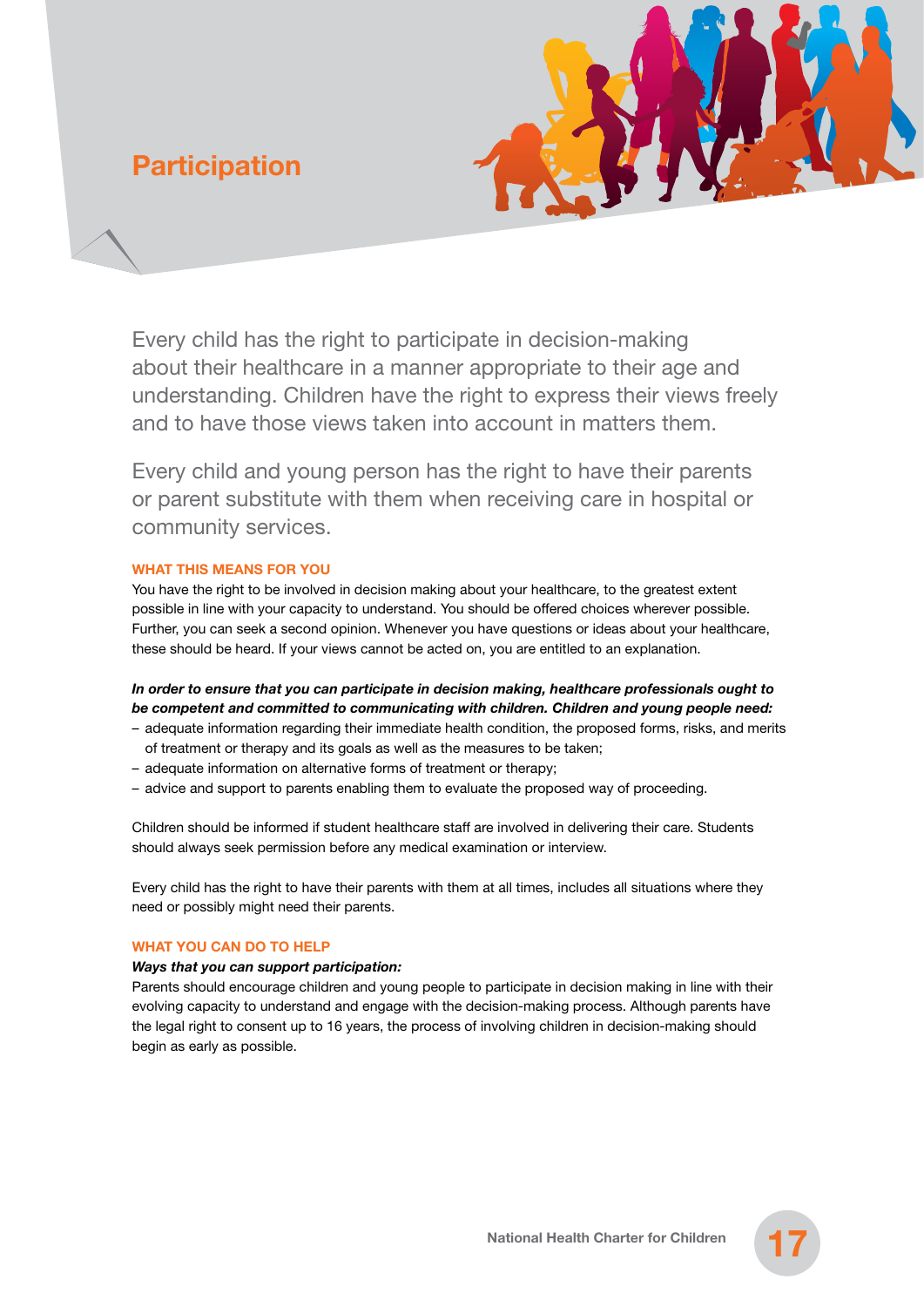# Participation

Every child has the right to participate in decision-making about their healthcare in a manner appropriate to their age and understanding. Children have the right to express their views freely and to have those views taken into account in matters them.

Every child and young person has the right to have their parents or parent substitute with them when receiving care in hospital or community services.

### WHAT THIS MEANS FOR YOU

You have the right to be involved in decision making about your healthcare, to the greatest extent possible in line with your capacity to understand. You should be offered choices wherever possible. Further, you can seek a second opinion. Whenever you have questions or ideas about your healthcare, these should be heard. If your views cannot be acted on, you are entitled to an explanation.

***In order to ensure that you can participate in decision making, healthcare professionals ought to be competent and committed to communicating with children. Children and young people need:***

- adequate information regarding their immediate health condition, the proposed forms, risks, and merits of treatment or therapy and its goals as well as the measures to be taken;
- adequate information on alternative forms of treatment or therapy;
- advice and support to parents enabling them to evaluate the proposed way of proceeding.

Children should be informed if student healthcare staff are involved in delivering their care. Students should always seek permission before any medical examination or interview.

Every child has the right to have their parents with them at all times, includes all situations where they need or possibly might need their parents.

### WHAT YOU CAN DO TO HELP

***Ways that you can support participation:***

Parents should encourage children and young people to participate in decision making in line with their evolving capacity to understand and engage with the decision-making process. Although parents have the legal right to consent up to 16 years, the process of involving children in decision-making should begin as early as possible.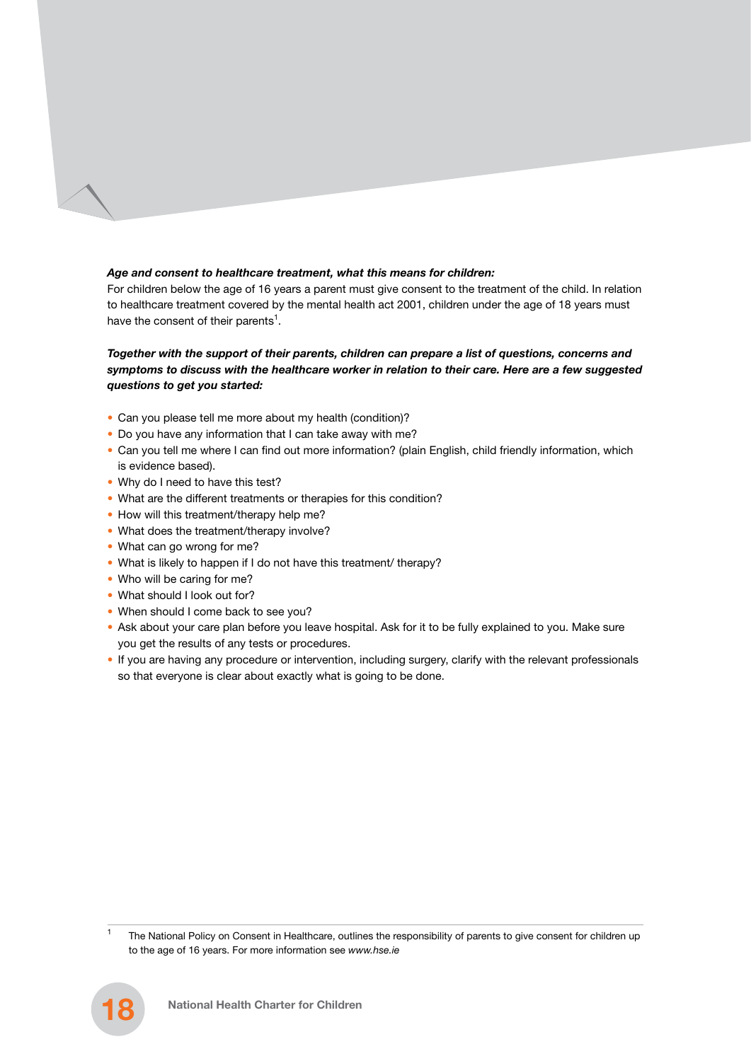***Age and consent to healthcare treatment, what this means for children:***

For children below the age of 16 years a parent must give consent to the treatment of the child. In relation to healthcare treatment covered by the mental health act 2001, children under the age of 18 years must have the consent of their parents[1].

***Together with the support of their parents, children can prepare a list of questions, concerns and symptoms to discuss with the healthcare worker in relation to their care. Here are a few suggested questions to get you started:***

- Can you please tell me more about my health (condition)?
- Do you have any information that I can take away with me?
- Can you tell me where I can find out more information? (plain English, child friendly information, which is evidence based).
- Why do I need to have this test?
- What are the different treatments or therapies for this condition?
- How will this treatment/therapy help me?
- What does the treatment/therapy involve?
- What can go wrong for me?
- What is likely to happen if I do not have this treatment/ therapy?
- Who will be caring for me?
- What should I look out for?
- When should I come back to see you?
- Ask about your care plan before you leave hospital. Ask for it to be fully explained to you. Make sure you get the results of any tests or procedures.
- If you are having any procedure or intervention, including surgery, clarify with the relevant professionals so that everyone is clear about exactly what is going to be done.

---

[1] The National Policy on Consent in Healthcare, outlines the responsibility of parents to give consent for children up to the age of 16 years. For more information see *www.hse.ie*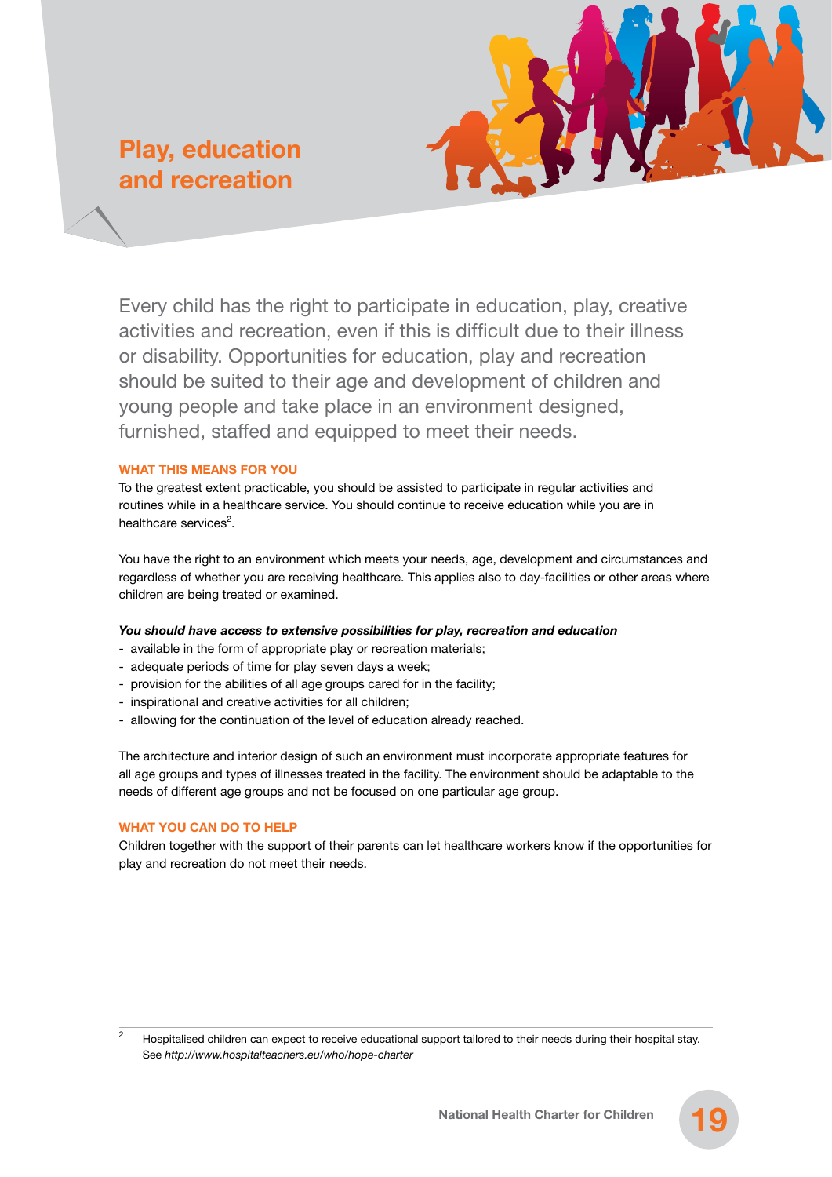# Play, education and recreation

Every child has the right to participate in education, play, creative activities and recreation, even if this is difficult due to their illness or disability. Opportunities for education, play and recreation should be suited to their age and development of children and young people and take place in an environment designed, furnished, staffed and equipped to meet their needs.

## WHAT THIS MEANS FOR YOU

To the greatest extent practicable, you should be assisted to participate in regular activities and routines while in a healthcare service. You should continue to receive education while you are in healthcare services[2].

You have the right to an environment which meets your needs, age, development and circumstances and regardless of whether you are receiving healthcare. This applies also to day-facilities or other areas where children are being treated or examined.

***You should have access to extensive possibilities for play, recreation and education***

- available in the form of appropriate play or recreation materials;
- adequate periods of time for play seven days a week;
- provision for the abilities of all age groups cared for in the facility;
- inspirational and creative activities for all children;
- allowing for the continuation of the level of education already reached.

The architecture and interior design of such an environment must incorporate appropriate features for all age groups and types of illnesses treated in the facility. The environment should be adaptable to the needs of different age groups and not be focused on one particular age group.

## WHAT YOU CAN DO TO HELP

Children together with the support of their parents can let healthcare workers know if the opportunities for play and recreation do not meet their needs.

---

[2] Hospitalised children can expect to receive educational support tailored to their needs during their hospital stay. See *http://www.hospitalteachers.eu/who/hope-charter*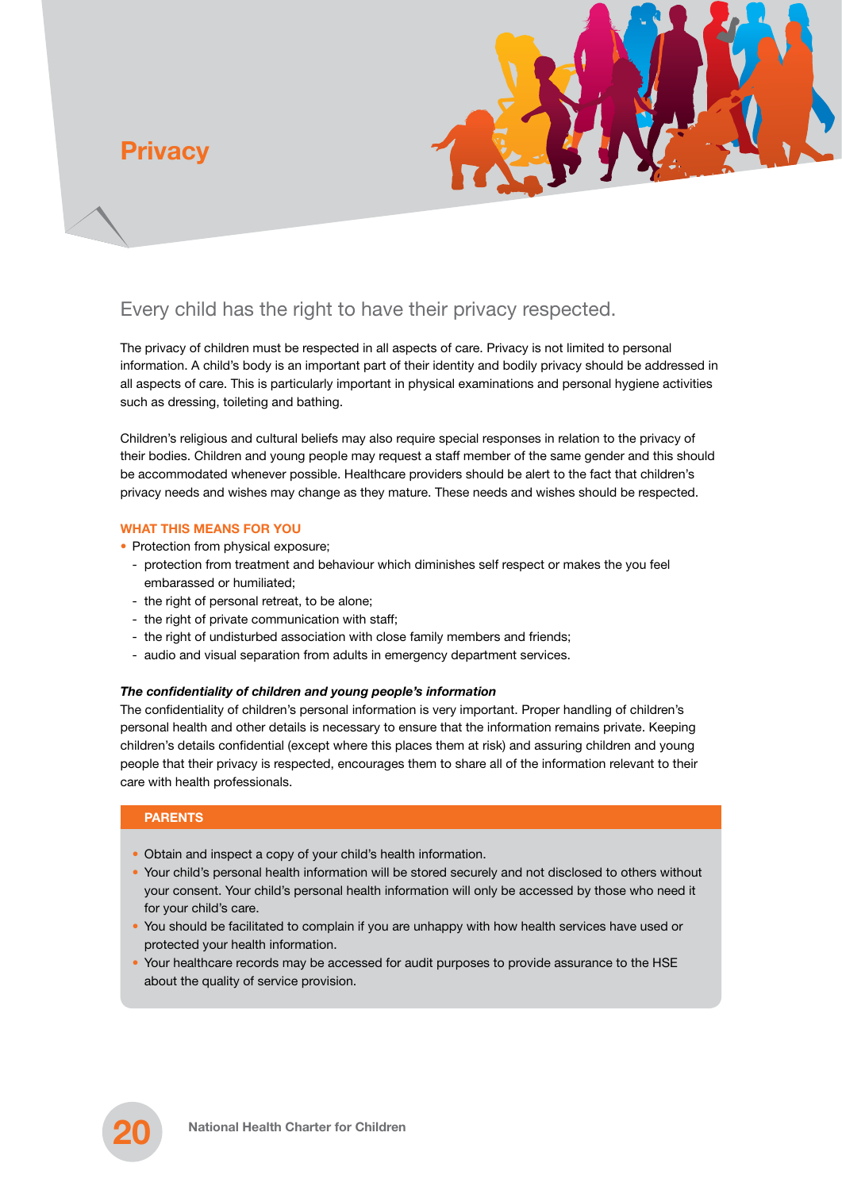# Privacy

## Every child has the right to have their privacy respected.

The privacy of children must be respected in all aspects of care. Privacy is not limited to personal information. A child's body is an important part of their identity and bodily privacy should be addressed in all aspects of care. This is particularly important in physical examinations and personal hygiene activities such as dressing, toileting and bathing.

Children's religious and cultural beliefs may also require special responses in relation to the privacy of their bodies. Children and young people may request a staff member of the same gender and this should be accommodated whenever possible. Healthcare providers should be alert to the fact that children's privacy needs and wishes may change as they mature. These needs and wishes should be respected.

### WHAT THIS MEANS FOR YOU

- Protection from physical exposure;
  - protection from treatment and behaviour which diminishes self respect or makes the you feel embarassed or humiliated;
  - the right of personal retreat, to be alone;
  - the right of private communication with staff;
  - the right of undisturbed association with close family members and friends;
  - audio and visual separation from adults in emergency department services.

***The confidentiality of children and young people's information***

The confidentiality of children's personal information is very important. Proper handling of children's personal health and other details is necessary to ensure that the information remains private. Keeping children's details confidential (except where this places them at risk) and assuring children and young people that their privacy is respected, encourages them to share all of the information relevant to their care with health professionals.

### PARENTS

- Obtain and inspect a copy of your child's health information.
- Your child's personal health information will be stored securely and not disclosed to others without your consent. Your child's personal health information will only be accessed by those who need it for your child's care.
- You should be facilitated to complain if you are unhappy with how health services have used or protected your health information.
- Your healthcare records may be accessed for audit purposes to provide assurance to the HSE about the quality of service provision.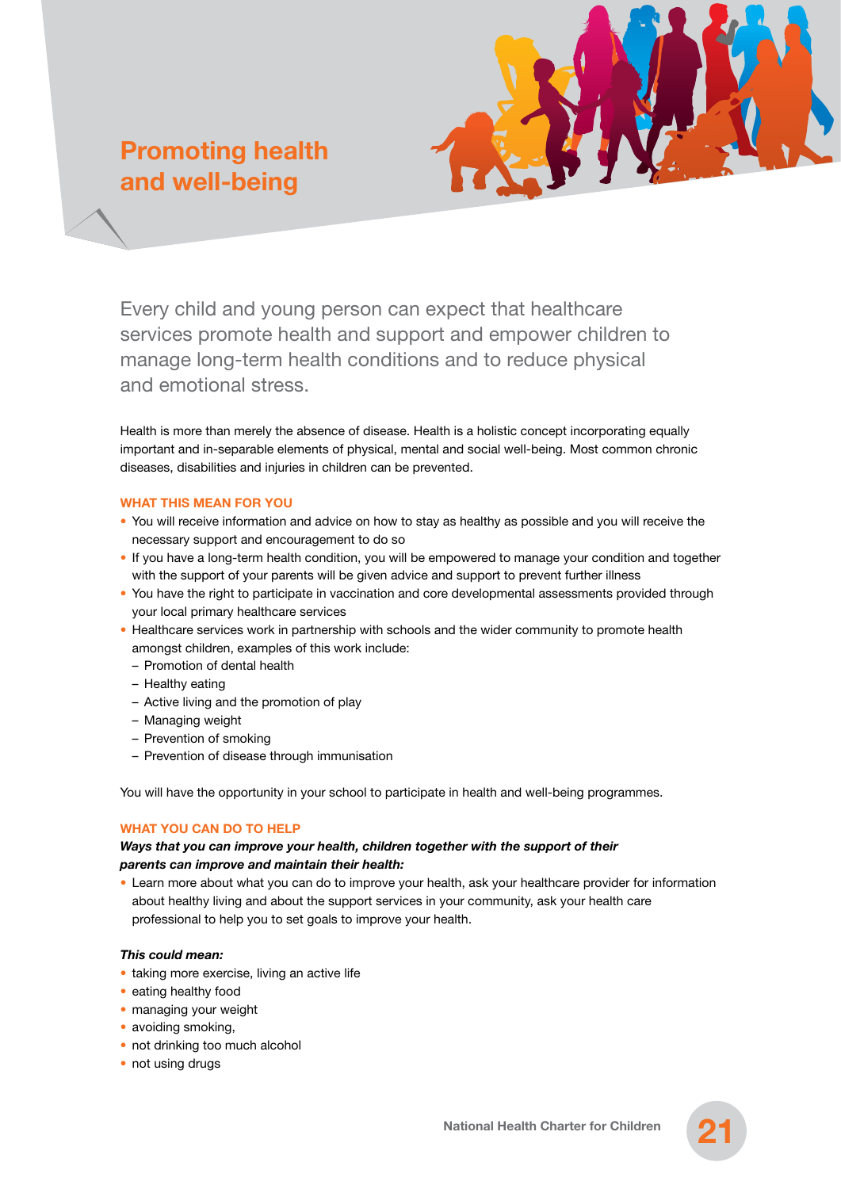# Promoting health and well-being

Every child and young person can expect that healthcare services promote health and support and empower children to manage long-term health conditions and to reduce physical and emotional stress.

Health is more than merely the absence of disease. Health is a holistic concept incorporating equally important and in-separable elements of physical, mental and social well-being. Most common chronic diseases, disabilities and injuries in children can be prevented.

## WHAT THIS MEAN FOR YOU

- You will receive information and advice on how to stay as healthy as possible and you will receive the necessary support and encouragement to do so
- If you have a long-term health condition, you will be empowered to manage your condition and together with the support of your parents will be given advice and support to prevent further illness
- You have the right to participate in vaccination and core developmental assessments provided through your local primary healthcare services
- Healthcare services work in partnership with schools and the wider community to promote health amongst children, examples of this work include:
  - Promotion of dental health
  - Healthy eating
  - Active living and the promotion of play
  - Managing weight
  - Prevention of smoking
  - Prevention of disease through immunisation

You will have the opportunity in your school to participate in health and well-being programmes.

## WHAT YOU CAN DO TO HELP

***Ways that you can improve your health, children together with the support of their parents can improve and maintain their health:***

- Learn more about what you can do to improve your health, ask your healthcare provider for information about healthy living and about the support services in your community, ask your health care professional to help you to set goals to improve your health.

***This could mean:***

- taking more exercise, living an active life
- eating healthy food
- managing your weight
- avoiding smoking,
- not drinking too much alcohol
- not using drugs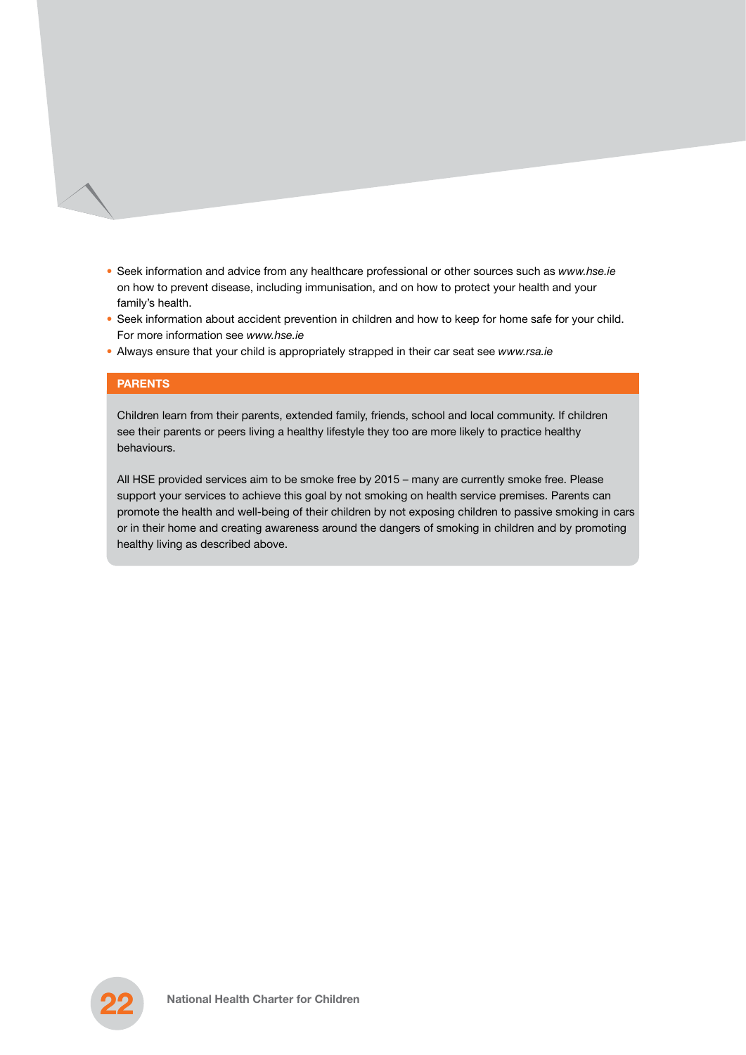- Seek information and advice from any healthcare professional or other sources such as *www.hse.ie* on how to prevent disease, including immunisation, and on how to protect your health and your family's health.
- Seek information about accident prevention in children and how to keep for home safe for your child. For more information see *www.hse.ie*
- Always ensure that your child is appropriately strapped in their car seat see *www.rsa.ie*

## PARENTS

Children learn from their parents, extended family, friends, school and local community. If children see their parents or peers living a healthy lifestyle they too are more likely to practice healthy behaviours.

All HSE provided services aim to be smoke free by 2015 – many are currently smoke free. Please support your services to achieve this goal by not smoking on health service premises. Parents can promote the health and well-being of their children by not exposing children to passive smoking in cars or in their home and creating awareness around the dangers of smoking in children and by promoting healthy living as described above.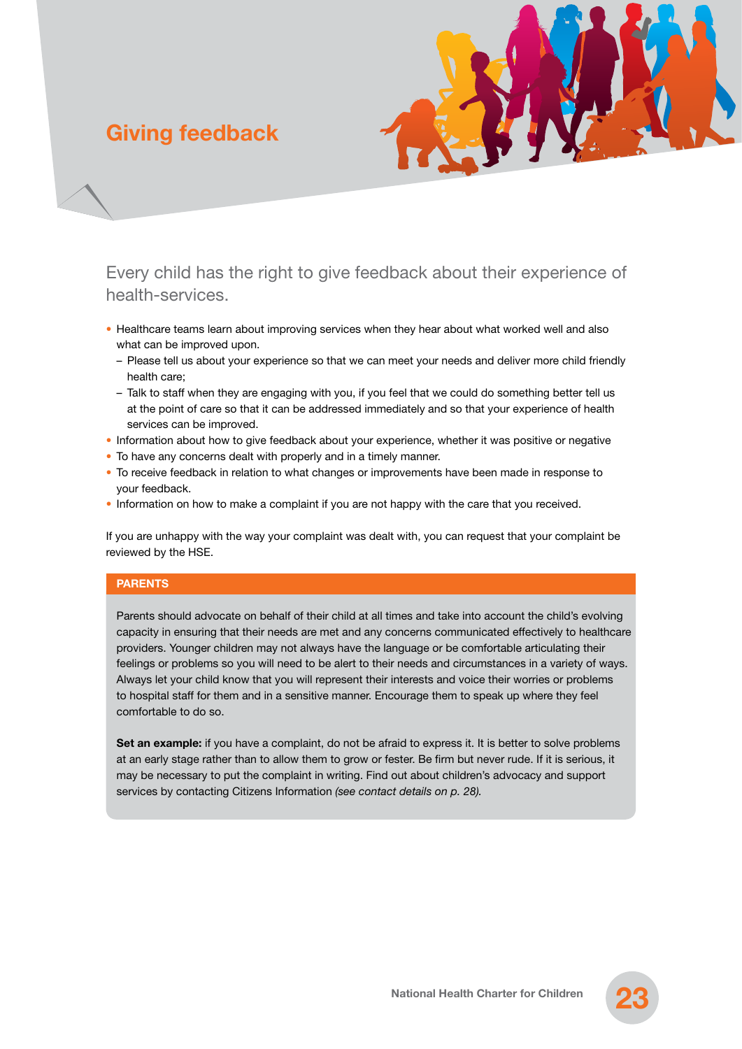# Giving feedback

Every child has the right to give feedback about their experience of health-services.

- Healthcare teams learn about improving services when they hear about what worked well and also what can be improved upon.
  - Please tell us about your experience so that we can meet your needs and deliver more child friendly health care;
  - Talk to staff when they are engaging with you, if you feel that we could do something better tell us at the point of care so that it can be addressed immediately and so that your experience of health services can be improved.
- Information about how to give feedback about your experience, whether it was positive or negative
- To have any concerns dealt with properly and in a timely manner.
- To receive feedback in relation to what changes or improvements have been made in response to your feedback.
- Information on how to make a complaint if you are not happy with the care that you received.

If you are unhappy with the way your complaint was dealt with, you can request that your complaint be reviewed by the HSE.

## PARENTS

Parents should advocate on behalf of their child at all times and take into account the child's evolving capacity in ensuring that their needs are met and any concerns communicated effectively to healthcare providers. Younger children may not always have the language or be comfortable articulating their feelings or problems so you will need to be alert to their needs and circumstances in a variety of ways. Always let your child know that you will represent their interests and voice their worries or problems to hospital staff for them and in a sensitive manner. Encourage them to speak up where they feel comfortable to do so.

**Set an example:** if you have a complaint, do not be afraid to express it. It is better to solve problems at an early stage rather than to allow them to grow or fester. Be firm but never rude. If it is serious, it may be necessary to put the complaint in writing. Find out about children's advocacy and support services by contacting Citizens Information *(see contact details on p. 28).*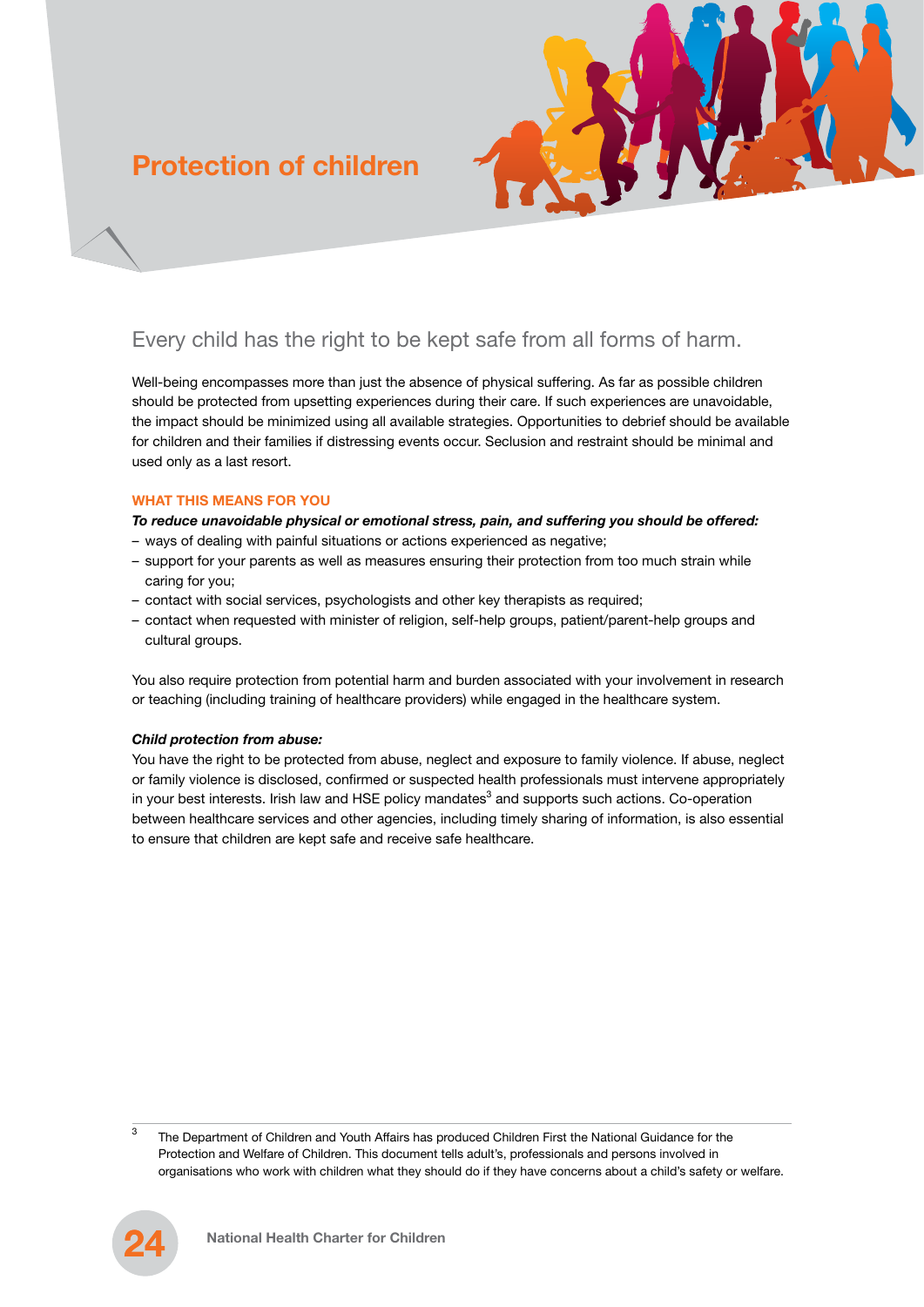# Protection of children

## Every child has the right to be kept safe from all forms of harm.

Well-being encompasses more than just the absence of physical suffering. As far as possible children should be protected from upsetting experiences during their care. If such experiences are unavoidable, the impact should be minimized using all available strategies. Opportunities to debrief should be available for children and their families if distressing events occur. Seclusion and restraint should be minimal and used only as a last resort.

### WHAT THIS MEANS FOR YOU

***To reduce unavoidable physical or emotional stress, pain, and suffering you should be offered:***

- ways of dealing with painful situations or actions experienced as negative;
- support for your parents as well as measures ensuring their protection from too much strain while caring for you;
- contact with social services, psychologists and other key therapists as required;
- contact when requested with minister of religion, self-help groups, patient/parent-help groups and cultural groups.

You also require protection from potential harm and burden associated with your involvement in research or teaching (including training of healthcare providers) while engaged in the healthcare system.

***Child protection from abuse:***

You have the right to be protected from abuse, neglect and exposure to family violence. If abuse, neglect or family violence is disclosed, confirmed or suspected health professionals must intervene appropriately in your best interests. Irish law and HSE policy mandates[3] and supports such actions. Co-operation between healthcare services and other agencies, including timely sharing of information, is also essential to ensure that children are kept safe and receive safe healthcare.

---

[3] The Department of Children and Youth Affairs has produced Children First the National Guidance for the Protection and Welfare of Children. This document tells adult's, professionals and persons involved in organisations who work with children what they should do if they have concerns about a child's safety or welfare.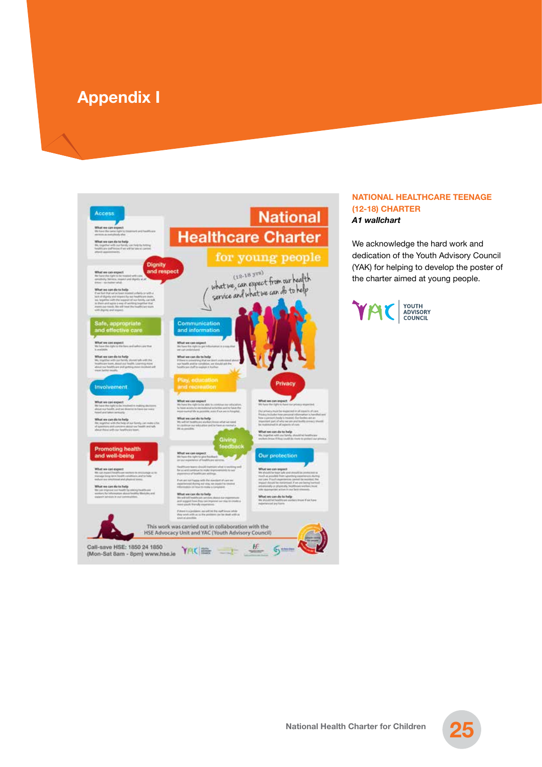# Appendix I

## NATIONAL HEALTHCARE TEENAGE (12-18) CHARTER

***A1 wallchart***

We acknowledge the hard work and dedication of the Youth Advisory Council (YAK) for helping to develop the poster of the charter aimed at young people.

YAC | YOUTH ADVISORY COUNCIL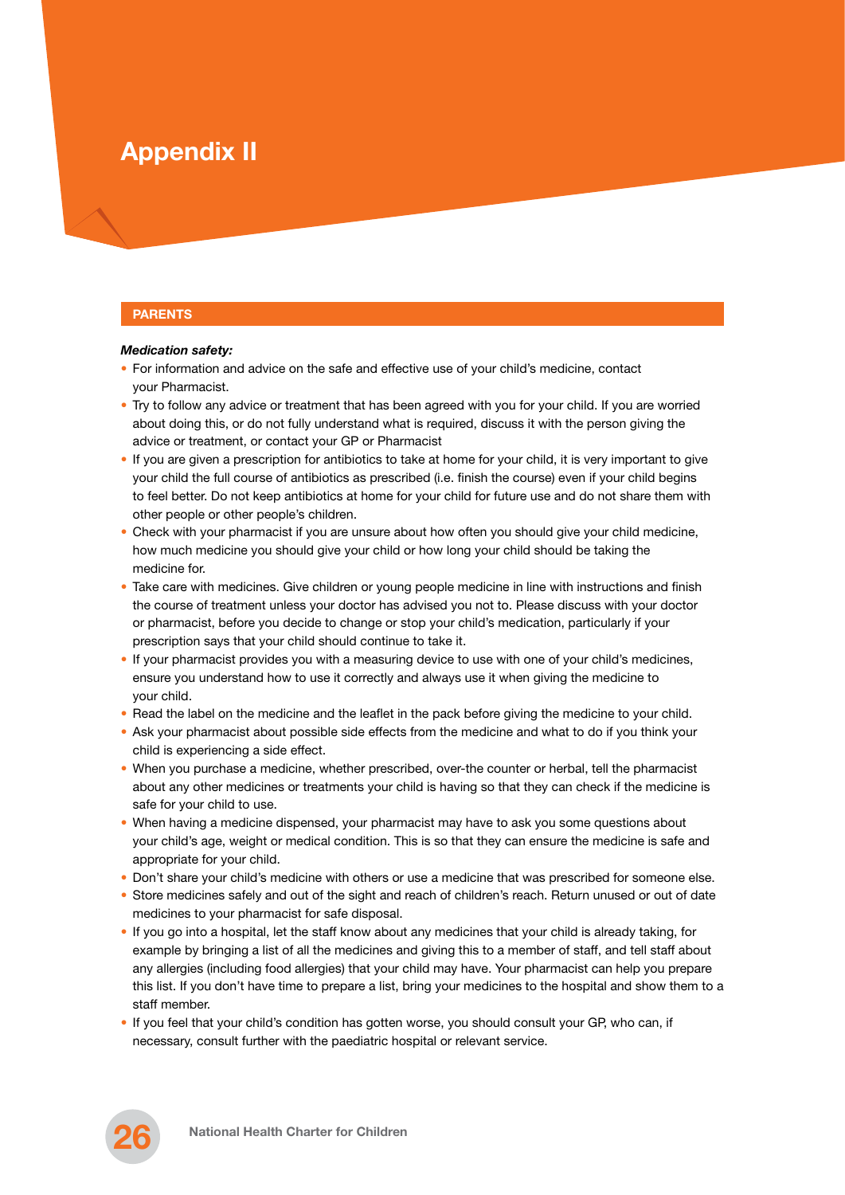# Appendix II

## PARENTS

***Medication safety:***

- For information and advice on the safe and effective use of your child's medicine, contact your Pharmacist.
- Try to follow any advice or treatment that has been agreed with you for your child. If you are worried about doing this, or do not fully understand what is required, discuss it with the person giving the advice or treatment, or contact your GP or Pharmacist
- If you are given a prescription for antibiotics to take at home for your child, it is very important to give your child the full course of antibiotics as prescribed (i.e. finish the course) even if your child begins to feel better. Do not keep antibiotics at home for your child for future use and do not share them with other people or other people's children.
- Check with your pharmacist if you are unsure about how often you should give your child medicine, how much medicine you should give your child or how long your child should be taking the medicine for.
- Take care with medicines. Give children or young people medicine in line with instructions and finish the course of treatment unless your doctor has advised you not to. Please discuss with your doctor or pharmacist, before you decide to change or stop your child's medication, particularly if your prescription says that your child should continue to take it.
- If your pharmacist provides you with a measuring device to use with one of your child's medicines, ensure you understand how to use it correctly and always use it when giving the medicine to your child.
- Read the label on the medicine and the leaflet in the pack before giving the medicine to your child.
- Ask your pharmacist about possible side effects from the medicine and what to do if you think your child is experiencing a side effect.
- When you purchase a medicine, whether prescribed, over-the counter or herbal, tell the pharmacist about any other medicines or treatments your child is having so that they can check if the medicine is safe for your child to use.
- When having a medicine dispensed, your pharmacist may have to ask you some questions about your child's age, weight or medical condition. This is so that they can ensure the medicine is safe and appropriate for your child.
- Don't share your child's medicine with others or use a medicine that was prescribed for someone else.
- Store medicines safely and out of the sight and reach of children's reach. Return unused or out of date medicines to your pharmacist for safe disposal.
- If you go into a hospital, let the staff know about any medicines that your child is already taking, for example by bringing a list of all the medicines and giving this to a member of staff, and tell staff about any allergies (including food allergies) that your child may have. Your pharmacist can help you prepare this list. If you don't have time to prepare a list, bring your medicines to the hospital and show them to a staff member.
- If you feel that your child's condition has gotten worse, you should consult your GP, who can, if necessary, consult further with the paediatric hospital or relevant service.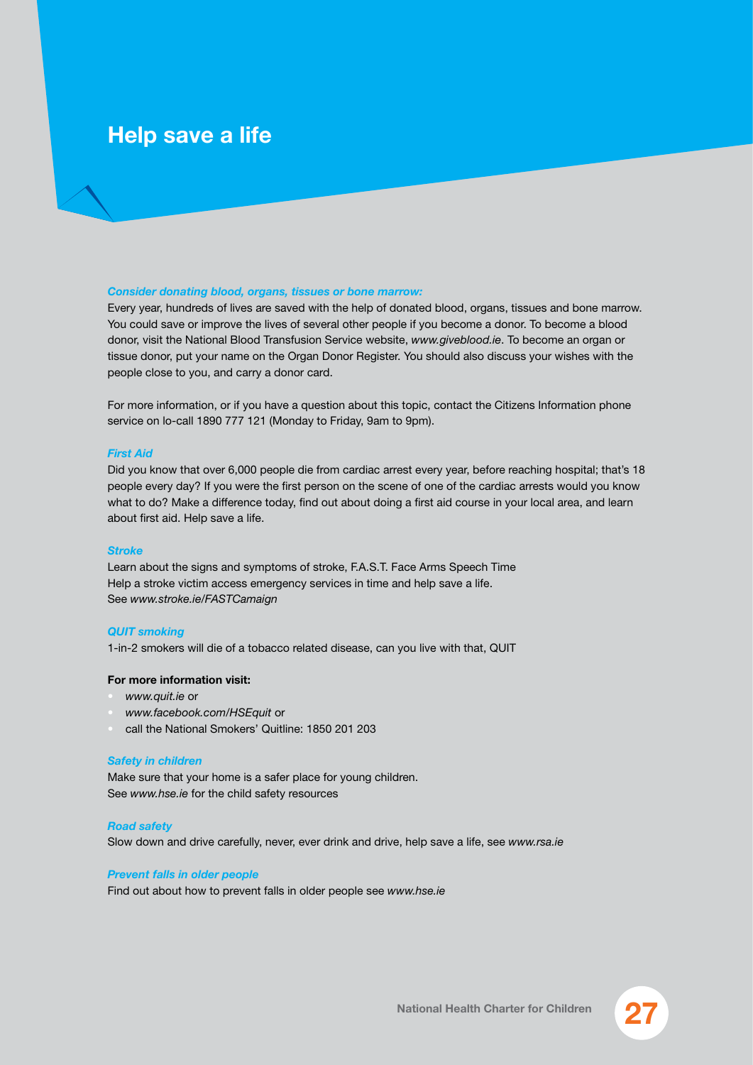# Help save a life

### *Consider donating blood, organs, tissues or bone marrow:*

Every year, hundreds of lives are saved with the help of donated blood, organs, tissues and bone marrow. You could save or improve the lives of several other people if you become a donor. To become a blood donor, visit the National Blood Transfusion Service website, *www.giveblood.ie*. To become an organ or tissue donor, put your name on the Organ Donor Register. You should also discuss your wishes with the people close to you, and carry a donor card.

For more information, or if you have a question about this topic, contact the Citizens Information phone service on lo-call 1890 777 121 (Monday to Friday, 9am to 9pm).

### *First Aid*

Did you know that over 6,000 people die from cardiac arrest every year, before reaching hospital; that's 18 people every day? If you were the first person on the scene of one of the cardiac arrests would you know what to do? Make a difference today, find out about doing a first aid course in your local area, and learn about first aid. Help save a life.

### *Stroke*

Learn about the signs and symptoms of stroke, F.A.S.T. Face Arms Speech Time
Help a stroke victim access emergency services in time and help save a life.
See *www.stroke.ie/FASTCamaign*

### *QUIT smoking*

1-in-2 smokers will die of a tobacco related disease, can you live with that, QUIT

**For more information visit:**

- *www.quit.ie* or
- *www.facebook.com/HSEquit* or
- call the National Smokers' Quitline: 1850 201 203

### *Safety in children*

Make sure that your home is a safer place for young children.
See *www.hse.ie* for the child safety resources

### *Road safety*

Slow down and drive carefully, never, ever drink and drive, help save a life, see *www.rsa.ie*

### *Prevent falls in older people*

Find out about how to prevent falls in older people see *www.hse.ie*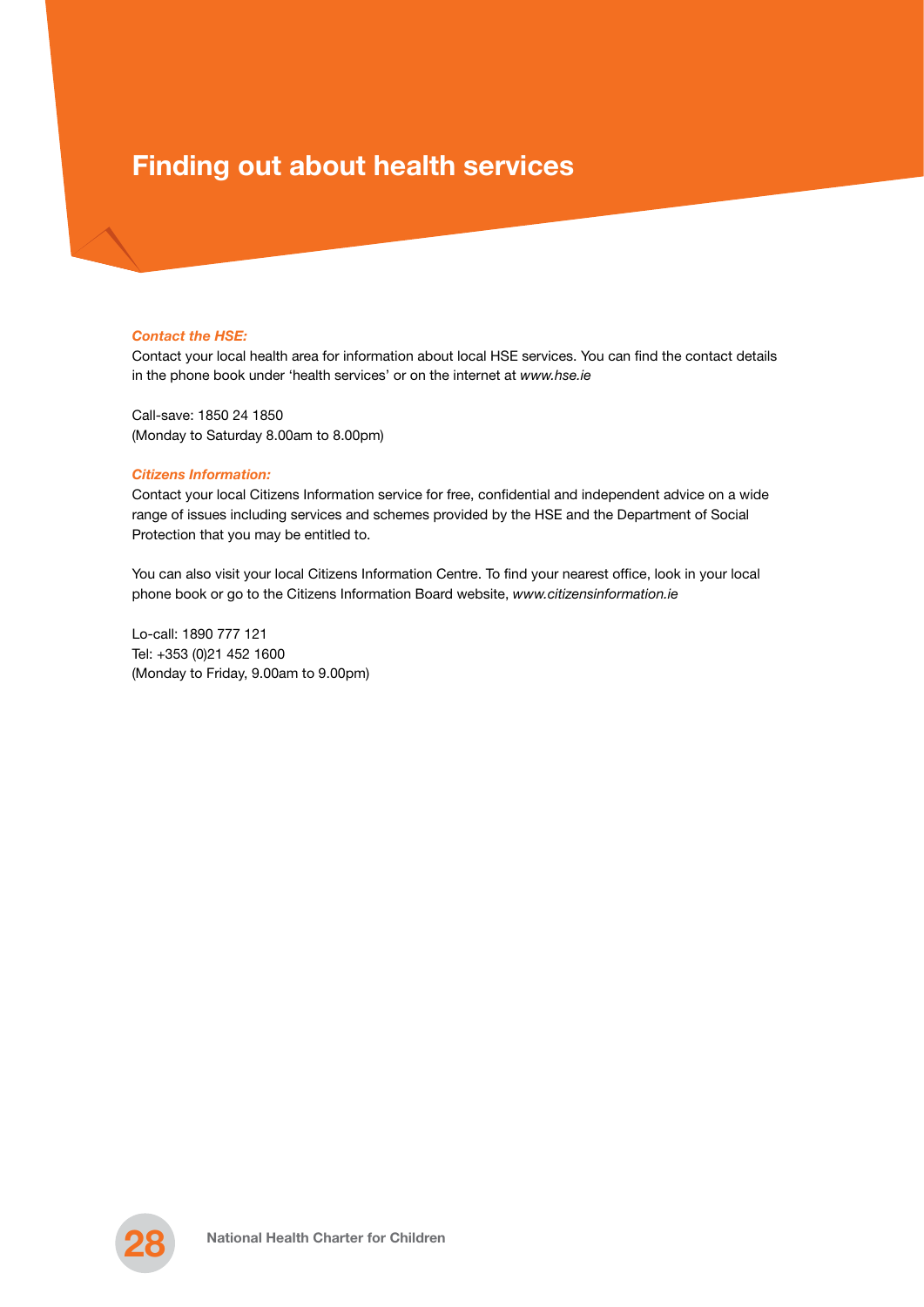# Finding out about health services

***Contact the HSE:***

Contact your local health area for information about local HSE services. You can find the contact details in the phone book under 'health services' or on the internet at *www.hse.ie*

Call-save: 1850 24 1850
(Monday to Saturday 8.00am to 8.00pm)

***Citizens Information:***

Contact your local Citizens Information service for free, confidential and independent advice on a wide range of issues including services and schemes provided by the HSE and the Department of Social Protection that you may be entitled to.

You can also visit your local Citizens Information Centre. To find your nearest office, look in your local phone book or go to the Citizens Information Board website, *www.citizensinformation.ie*

Lo-call: 1890 777 121
Tel: +353 (0)21 452 1600
(Monday to Friday, 9.00am to 9.00pm)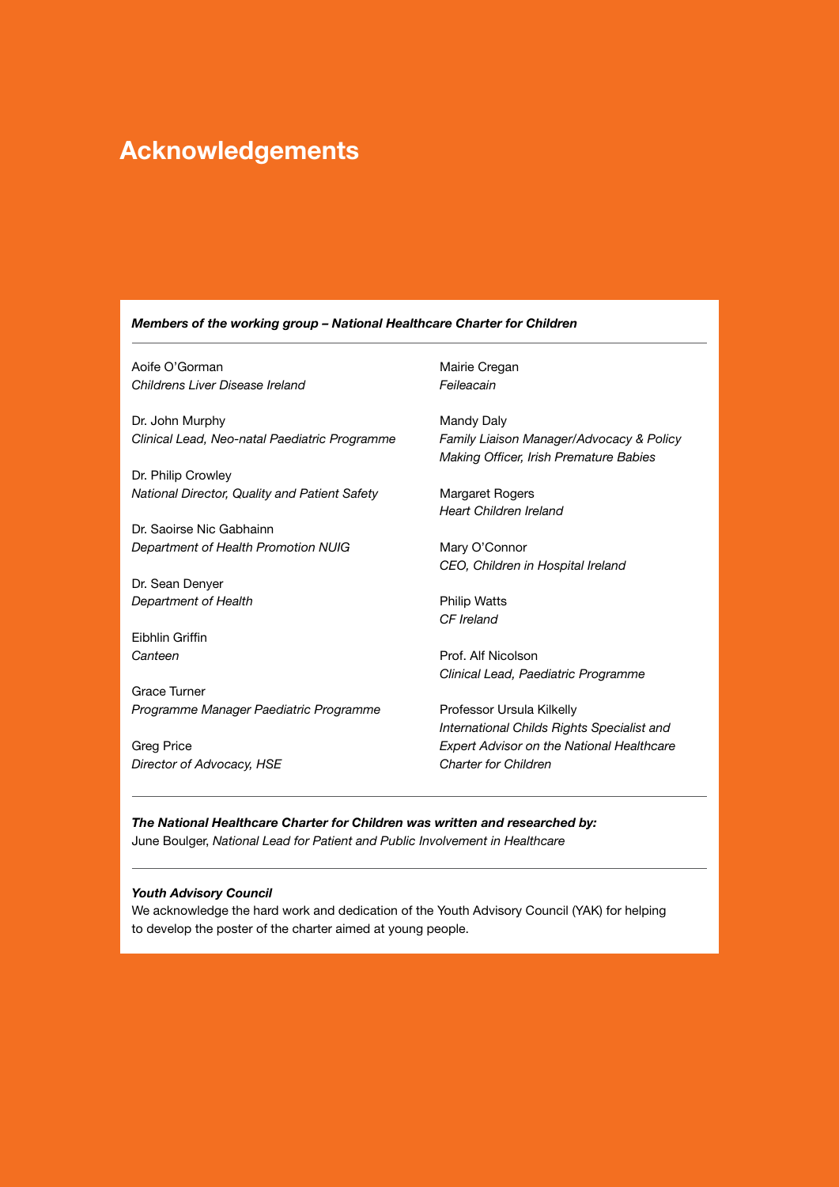# Acknowledgements

***Members of the working group – National Healthcare Charter for Children***

Aoife O'Gorman
*Childrens Liver Disease Ireland*

Dr. John Murphy
*Clinical Lead, Neo-natal Paediatric Programme*

Dr. Philip Crowley
*National Director, Quality and Patient Safety*

Dr. Saoirse Nic Gabhainn
*Department of Health Promotion NUIG*

Dr. Sean Denyer
*Department of Health*

Eibhlin Griffin
*Canteen*

Grace Turner
*Programme Manager Paediatric Programme*

Greg Price
*Director of Advocacy, HSE*

Mairie Cregan
*Feileacain*

Mandy Daly
*Family Liaison Manager/Advocacy & Policy Making Officer, Irish Premature Babies*

Margaret Rogers
*Heart Children Ireland*

Mary O'Connor
*CEO, Children in Hospital Ireland*

Philip Watts
*CF Ireland*

Prof. Alf Nicolson
*Clinical Lead, Paediatric Programme*

Professor Ursula Kilkelly
*International Childs Rights Specialist and Expert Advisor on the National Healthcare Charter for Children*

---

***The National Healthcare Charter for Children was written and researched by:***
June Boulger, *National Lead for Patient and Public Involvement in Healthcare*

---

***Youth Advisory Council***
We acknowledge the hard work and dedication of the Youth Advisory Council (YAK) for helping to develop the poster of the charter aimed at young people.